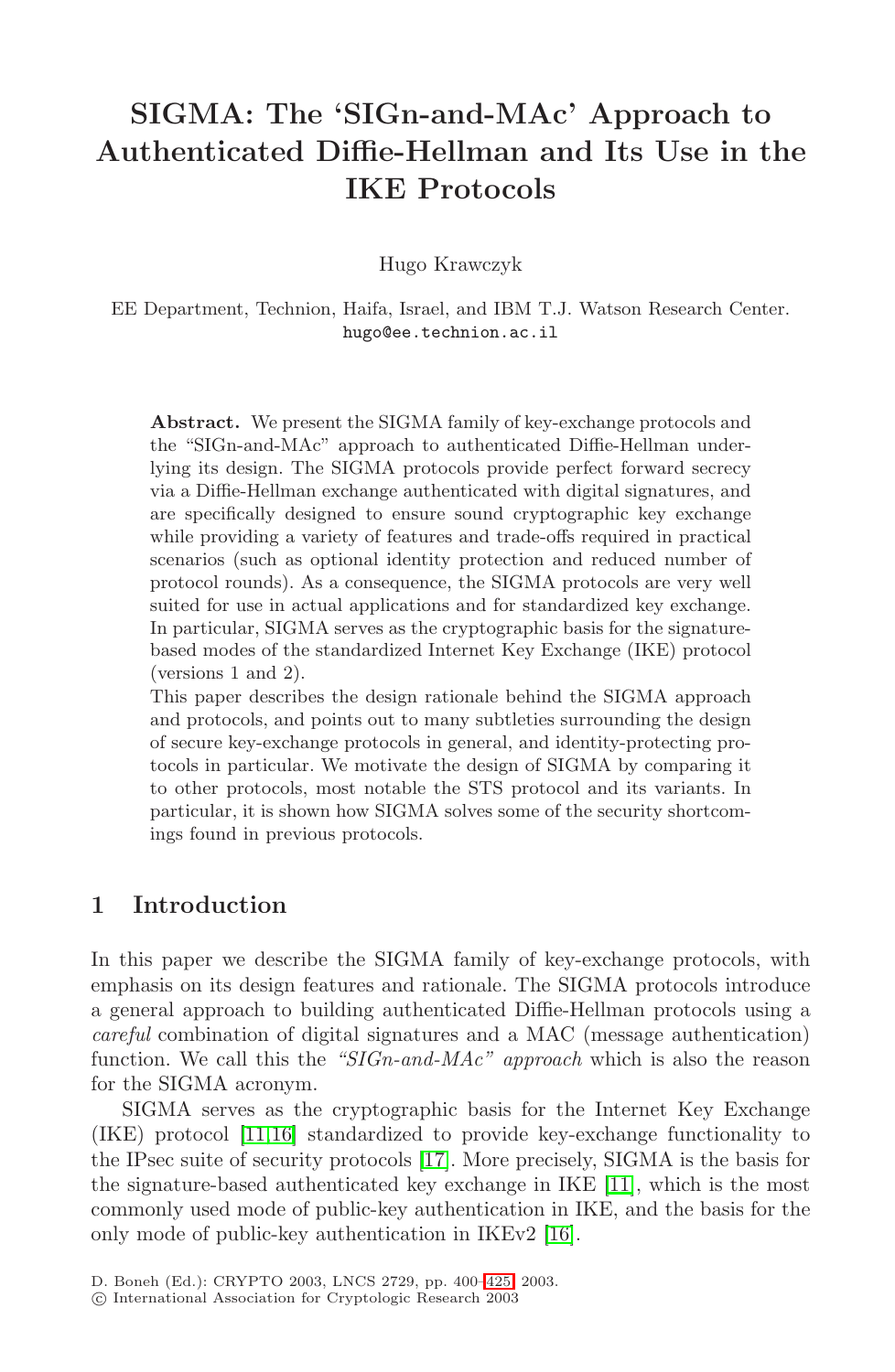# SIGMA: The 'SIGn-and-MAc' Approach to Authenticated Diffie-Hellman and Its Use in the IKE Protocols

Hugo Krawczyk

EE Department, Technion, Haifa, Israel, and IBM T.J. Watson Research Center.
hugo@ee.technion.ac.il

**Abstract.** We present the SIGMA family of key-exchange protocols and the "SIGn-and-MAc" approach to authenticated Diffie-Hellman underlying its design. The SIGMA protocols provide perfect forward secrecy via a Diffie-Hellman exchange authenticated with digital signatures, and are specifically designed to ensure sound cryptographic key exchange while providing a variety of features and trade-offs required in practical scenarios (such as optional identity protection and reduced number of protocol rounds). As a consequence, the SIGMA protocols are very well suited for use in actual applications and for standardized key exchange. In particular, SIGMA serves as the cryptographic basis for the signature-based modes of the standardized Internet Key Exchange (IKE) protocol (versions 1 and 2).

This paper describes the design rationale behind the SIGMA approach and protocols, and points out to many subtleties surrounding the design of secure key-exchange protocols in general, and identity-protecting protocols in particular. We motivate the design of SIGMA by comparing it to other protocols, most notable the STS protocol and its variants. In particular, it is shown how SIGMA solves some of the security shortcomings found in previous protocols.

## 1 Introduction

In this paper we describe the SIGMA family of key-exchange protocols, with emphasis on its design features and rationale. The SIGMA protocols introduce a general approach to building authenticated Diffie-Hellman protocols using a *careful* combination of digital signatures and a MAC (message authentication) function. We call this the *"SIGn-and-MAc" approach* which is also the reason for the SIGMA acronym.

SIGMA serves as the cryptographic basis for the Internet Key Exchange (IKE) protocol [11,16] standardized to provide key-exchange functionality to the IPsec suite of security protocols [17]. More precisely, SIGMA is the basis for the signature-based authenticated key exchange in IKE [11], which is the most commonly used mode of public-key authentication in IKE, and the basis for the only mode of public-key authentication in IKEv2 [16].

D. Boneh (Ed.): CRYPTO 2003, LNCS 2729, pp. 400–425, 2003.
© International Association for Cryptologic Research 2003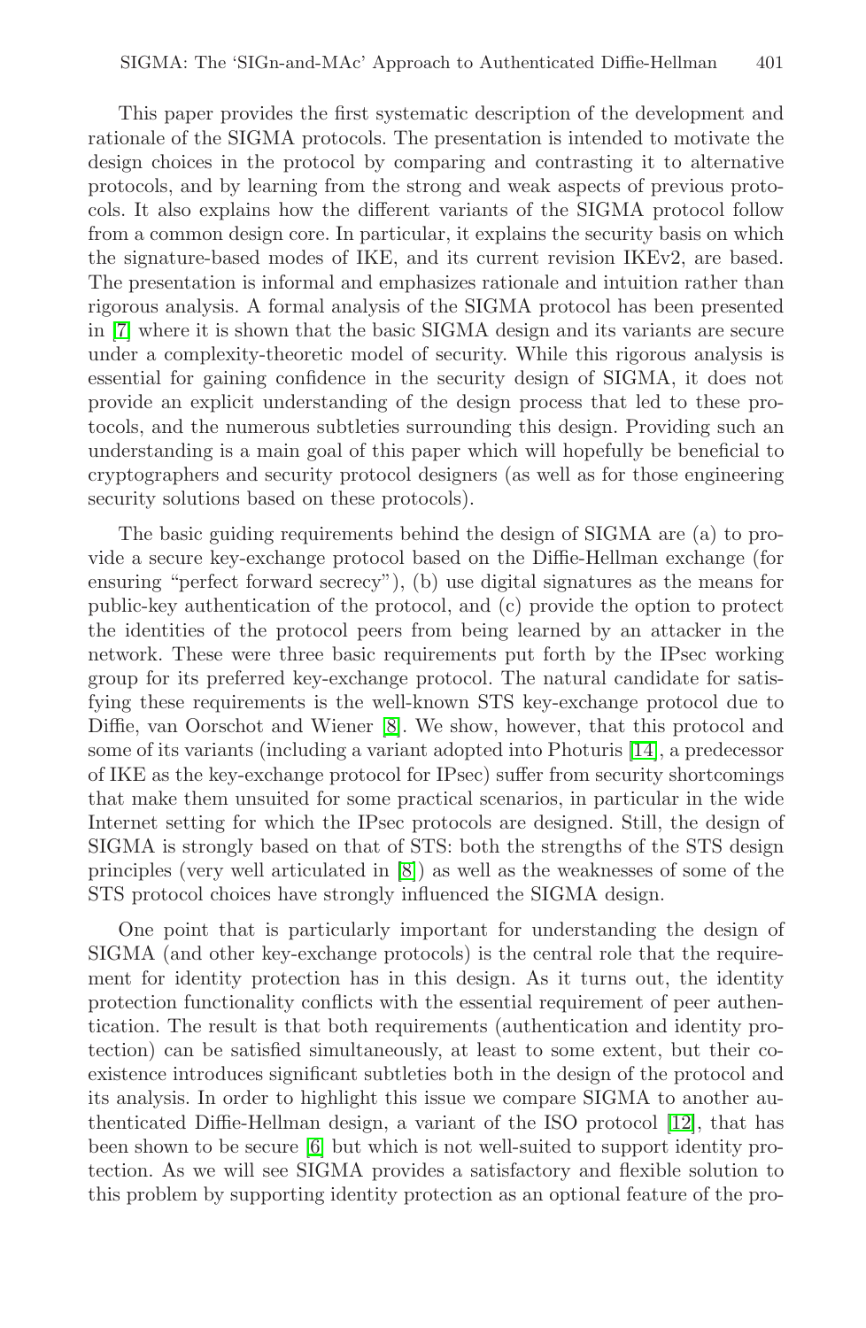This paper provides the first systematic description of the development and rationale of the SIGMA protocols. The presentation is intended to motivate the design choices in the protocol by comparing and contrasting it to alternative protocols, and by learning from the strong and weak aspects of previous protocols. It also explains how the different variants of the SIGMA protocol follow from a common design core. In particular, it explains the security basis on which the signature-based modes of IKE, and its current revision IKEv2, are based. The presentation is informal and emphasizes rationale and intuition rather than rigorous analysis. A formal analysis of the SIGMA protocol has been presented in [7] where it is shown that the basic SIGMA design and its variants are secure under a complexity-theoretic model of security. While this rigorous analysis is essential for gaining confidence in the security design of SIGMA, it does not provide an explicit understanding of the design process that led to these protocols, and the numerous subtleties surrounding this design. Providing such an understanding is a main goal of this paper which will hopefully be beneficial to cryptographers and security protocol designers (as well as for those engineering security solutions based on these protocols).

The basic guiding requirements behind the design of SIGMA are (a) to provide a secure key-exchange protocol based on the Diffie-Hellman exchange (for ensuring "perfect forward secrecy"), (b) use digital signatures as the means for public-key authentication of the protocol, and (c) provide the option to protect the identities of the protocol peers from being learned by an attacker in the network. These were three basic requirements put forth by the IPsec working group for its preferred key-exchange protocol. The natural candidate for satisfying these requirements is the well-known STS key-exchange protocol due to Diffie, van Oorschot and Wiener [8]. We show, however, that this protocol and some of its variants (including a variant adopted into Photuris [14], a predecessor of IKE as the key-exchange protocol for IPsec) suffer from security shortcomings that make them unsuited for some practical scenarios, in particular in the wide Internet setting for which the IPsec protocols are designed. Still, the design of SIGMA is strongly based on that of STS: both the strengths of the STS design principles (very well articulated in [8]) as well as the weaknesses of some of the STS protocol choices have strongly influenced the SIGMA design.

One point that is particularly important for understanding the design of SIGMA (and other key-exchange protocols) is the central role that the requirement for identity protection has in this design. As it turns out, the identity protection functionality conflicts with the essential requirement of peer authentication. The result is that both requirements (authentication and identity protection) can be satisfied simultaneously, at least to some extent, but their co-existence introduces significant subtleties both in the design of the protocol and its analysis. In order to highlight this issue we compare SIGMA to another authenticated Diffie-Hellman design, a variant of the ISO protocol [12], that has been shown to be secure [6] but which is not well-suited to support identity protection. As we will see SIGMA provides a satisfactory and flexible solution to this problem by supporting identity protection as an optional feature of the pro-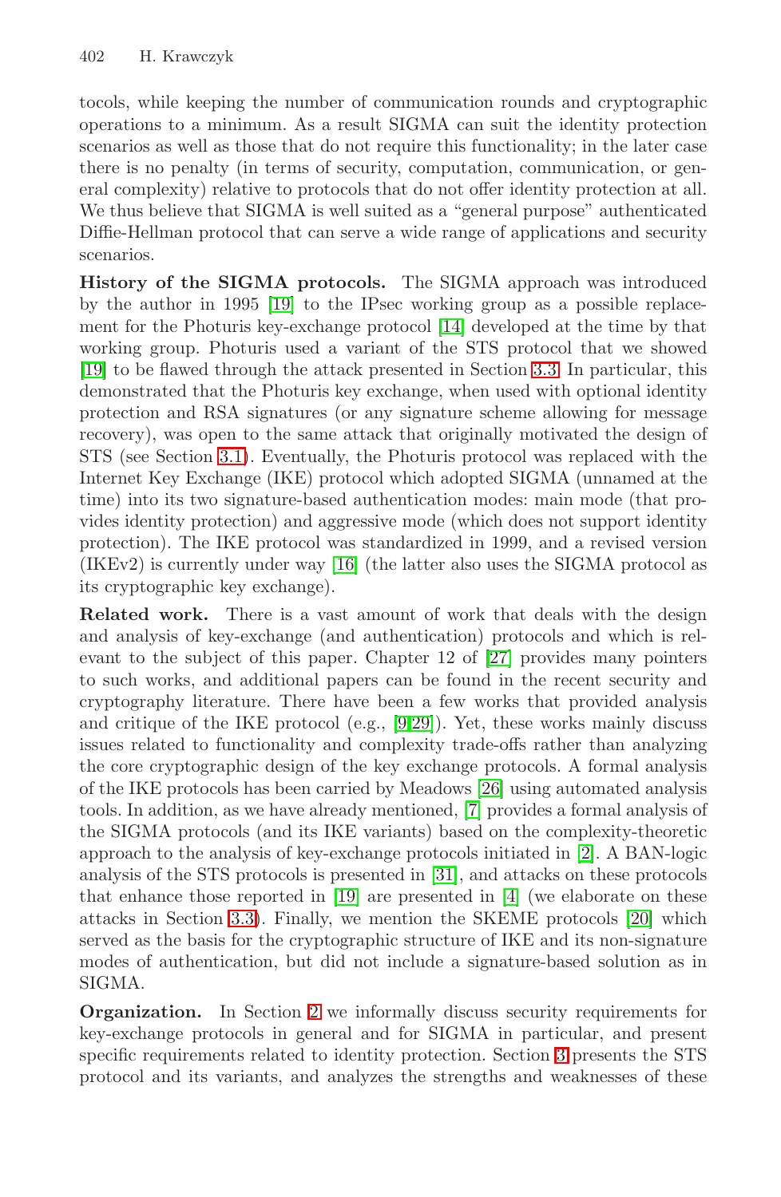tocols, while keeping the number of communication rounds and cryptographic operations to a minimum. As a result SIGMA can suit the identity protection scenarios as well as those that do not require this functionality; in the later case there is no penalty (in terms of security, computation, communication, or general complexity) relative to protocols that do not offer identity protection at all. We thus believe that SIGMA is well suited as a "general purpose" authenticated Diffie-Hellman protocol that can serve a wide range of applications and security scenarios.

**History of the SIGMA protocols.** The SIGMA approach was introduced by the author in 1995 [19] to the IPsec working group as a possible replacement for the Photuris key-exchange protocol [14] developed at the time by that working group. Photuris used a variant of the STS protocol that we showed [19] to be flawed through the attack presented in Section 3.3. In particular, this demonstrated that the Photuris key exchange, when used with optional identity protection and RSA signatures (or any signature scheme allowing for message recovery), was open to the same attack that originally motivated the design of STS (see Section 3.1). Eventually, the Photuris protocol was replaced with the Internet Key Exchange (IKE) protocol which adopted SIGMA (unnamed at the time) into its two signature-based authentication modes: main mode (that provides identity protection) and aggressive mode (which does not support identity protection). The IKE protocol was standardized in 1999, and a revised version (IKEv2) is currently under way [16] (the latter also uses the SIGMA protocol as its cryptographic key exchange).

**Related work.** There is a vast amount of work that deals with the design and analysis of key-exchange (and authentication) protocols and which is relevant to the subject of this paper. Chapter 12 of [27] provides many pointers to such works, and additional papers can be found in the recent security and cryptography literature. There have been a few works that provided analysis and critique of the IKE protocol (e.g., [9,29]). Yet, these works mainly discuss issues related to functionality and complexity trade-offs rather than analyzing the core cryptographic design of the key exchange protocols. A formal analysis of the IKE protocols has been carried by Meadows [26] using automated analysis tools. In addition, as we have already mentioned, [7] provides a formal analysis of the SIGMA protocols (and its IKE variants) based on the complexity-theoretic approach to the analysis of key-exchange protocols initiated in [2]. A BAN-logic analysis of the STS protocols is presented in [31], and attacks on these protocols that enhance those reported in [19] are presented in [4] (we elaborate on these attacks in Section 3.3). Finally, we mention the SKEME protocols [20] which served as the basis for the cryptographic structure of IKE and its non-signature modes of authentication, but did not include a signature-based solution as in SIGMA.

**Organization.** In Section 2 we informally discuss security requirements for key-exchange protocols in general and for SIGMA in particular, and present specific requirements related to identity protection. Section 3 presents the STS protocol and its variants, and analyzes the strengths and weaknesses of these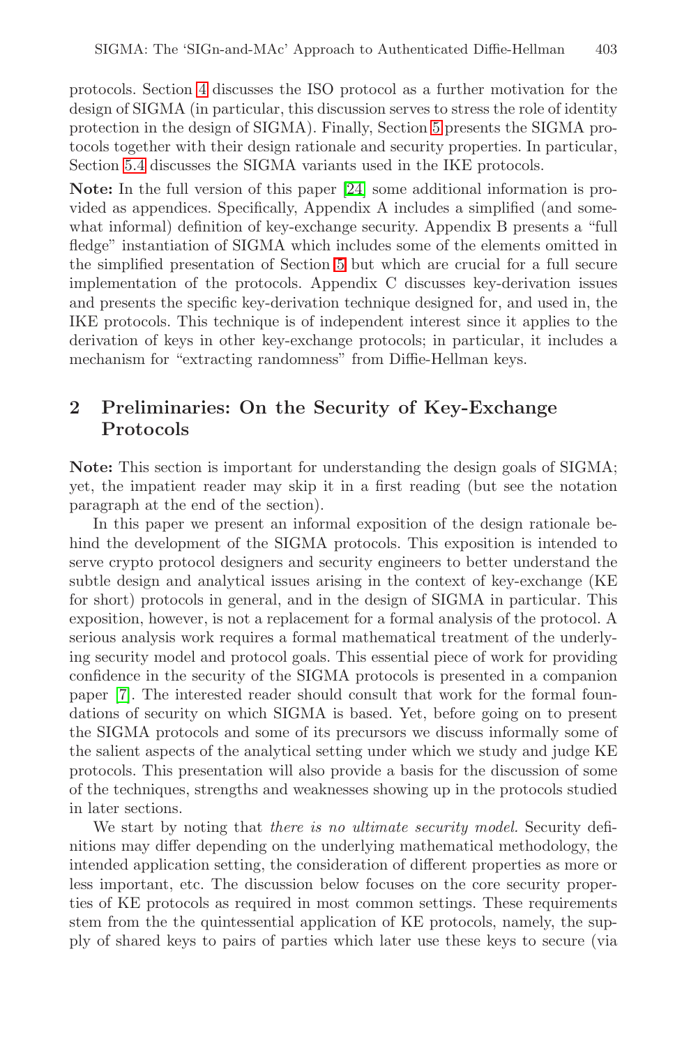protocols. Section 4 discusses the ISO protocol as a further motivation for the design of SIGMA (in particular, this discussion serves to stress the role of identity protection in the design of SIGMA). Finally, Section 5 presents the SIGMA protocols together with their design rationale and security properties. In particular, Section 5.4 discusses the SIGMA variants used in the IKE protocols.

**Note:** In the full version of this paper [24] some additional information is provided as appendices. Specifically, Appendix A includes a simplified (and somewhat informal) definition of key-exchange security. Appendix B presents a "full fledge" instantiation of SIGMA which includes some of the elements omitted in the simplified presentation of Section 5 but which are crucial for a full secure implementation of the protocols. Appendix C discusses key-derivation issues and presents the specific key-derivation technique designed for, and used in, the IKE protocols. This technique is of independent interest since it applies to the derivation of keys in other key-exchange protocols; in particular, it includes a mechanism for "extracting randomness" from Diffie-Hellman keys.

## 2 Preliminaries: On the Security of Key-Exchange Protocols

**Note:** This section is important for understanding the design goals of SIGMA; yet, the impatient reader may skip it in a first reading (but see the notation paragraph at the end of the section).

In this paper we present an informal exposition of the design rationale behind the development of the SIGMA protocols. This exposition is intended to serve crypto protocol designers and security engineers to better understand the subtle design and analytical issues arising in the context of key-exchange (KE for short) protocols in general, and in the design of SIGMA in particular. This exposition, however, is not a replacement for a formal analysis of the protocol. A serious analysis work requires a formal mathematical treatment of the underlying security model and protocol goals. This essential piece of work for providing confidence in the security of the SIGMA protocols is presented in a companion paper [7]. The interested reader should consult that work for the formal foundations of security on which SIGMA is based. Yet, before going on to present the SIGMA protocols and some of its precursors we discuss informally some of the salient aspects of the analytical setting under which we study and judge KE protocols. This presentation will also provide a basis for the discussion of some of the techniques, strengths and weaknesses showing up in the protocols studied in later sections.

We start by noting that *there is no ultimate security model.* Security definitions may differ depending on the underlying mathematical methodology, the intended application setting, the consideration of different properties as more or less important, etc. The discussion below focuses on the core security properties of KE protocols as required in most common settings. These requirements stem from the the quintessential application of KE protocols, namely, the supply of shared keys to pairs of parties which later use these keys to secure (via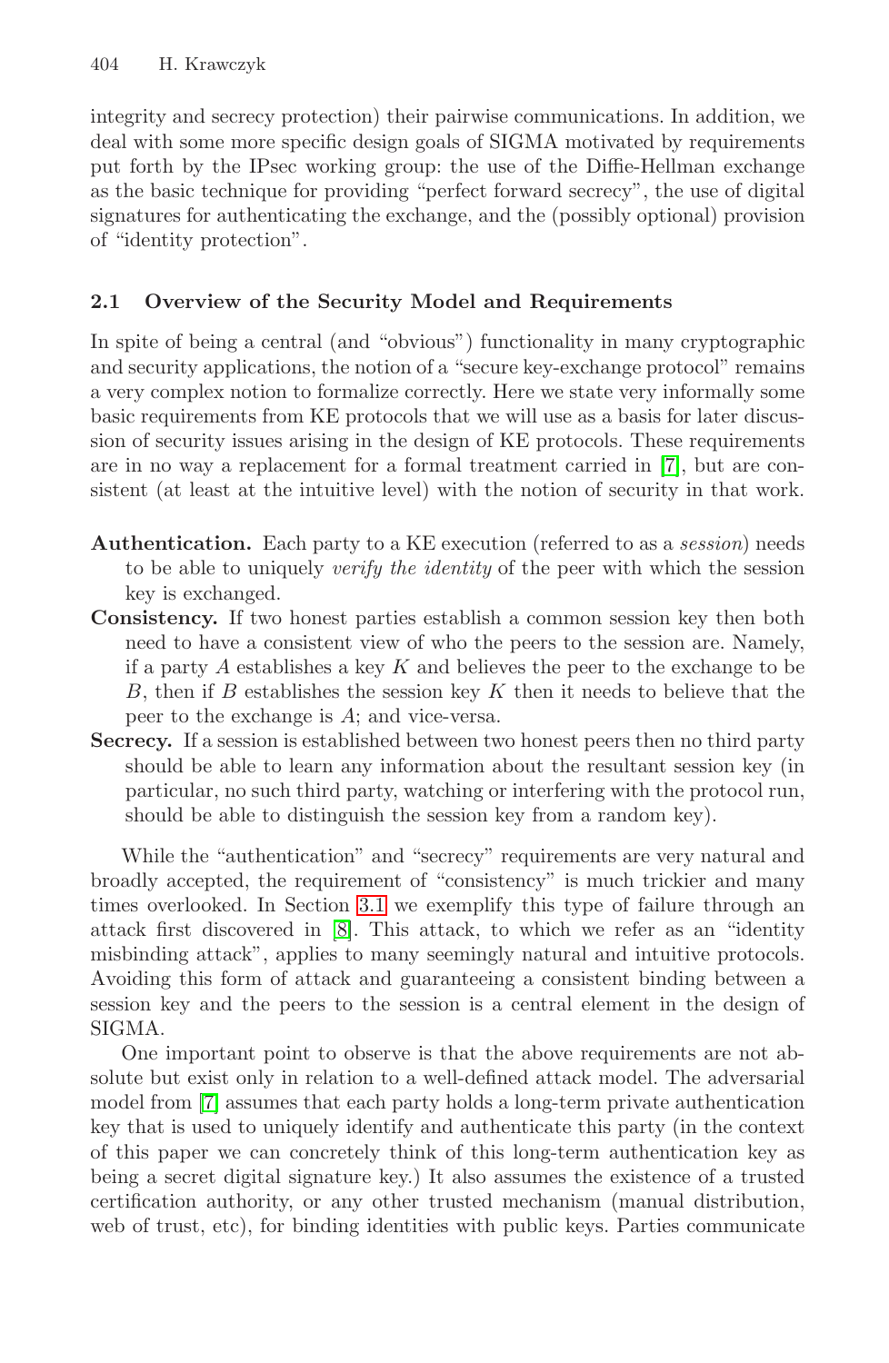integrity and secrecy protection) their pairwise communications. In addition, we deal with some more specific design goals of SIGMA motivated by requirements put forth by the IPsec working group: the use of the Diffie-Hellman exchange as the basic technique for providing "perfect forward secrecy", the use of digital signatures for authenticating the exchange, and the (possibly optional) provision of "identity protection".

### 2.1 Overview of the Security Model and Requirements

In spite of being a central (and "obvious") functionality in many cryptographic and security applications, the notion of a "secure key-exchange protocol" remains a very complex notion to formalize correctly. Here we state very informally some basic requirements from KE protocols that we will use as a basis for later discussion of security issues arising in the design of KE protocols. These requirements are in no way a replacement for a formal treatment carried in [7], but are consistent (at least at the intuitive level) with the notion of security in that work.

**Authentication.** Each party to a KE execution (referred to as a *session*) needs to be able to uniquely *verify the identity* of the peer with which the session key is exchanged.

**Consistency.** If two honest parties establish a common session key then both need to have a consistent view of who the peers to the session are. Namely, if a party $A$ establishes a key $K$ and believes the peer to the exchange to be $B$, then if $B$ establishes the session key $K$ then it needs to believe that the peer to the exchange is $A$; and vice-versa.

**Secrecy.** If a session is established between two honest peers then no third party should be able to learn any information about the resultant session key (in particular, no such third party, watching or interfering with the protocol run, should be able to distinguish the session key from a random key).

While the "authentication" and "secrecy" requirements are very natural and broadly accepted, the requirement of "consistency" is much trickier and many times overlooked. In Section 3.1 we exemplify this type of failure through an attack first discovered in [8]. This attack, to which we refer to as an "identity misbinding attack", applies to many seemingly natural and intuitive protocols. Avoiding this form of attack and guaranteeing a consistent binding between a session key and the peers to the session is a central element in the design of SIGMA.

One important point to observe is that the above requirements are not absolute but exist only in relation to a well-defined attack model. The adversarial model from [7] assumes that each party holds a long-term private authentication key that is used to uniquely identify and authenticate this party (in the context of this paper we can concretely think of this long-term authentication key as being a secret digital signature key.) It also assumes the existence of a trusted certification authority, or any other trusted mechanism (manual distribution, web of trust, etc), for binding identities with public keys. Parties communicate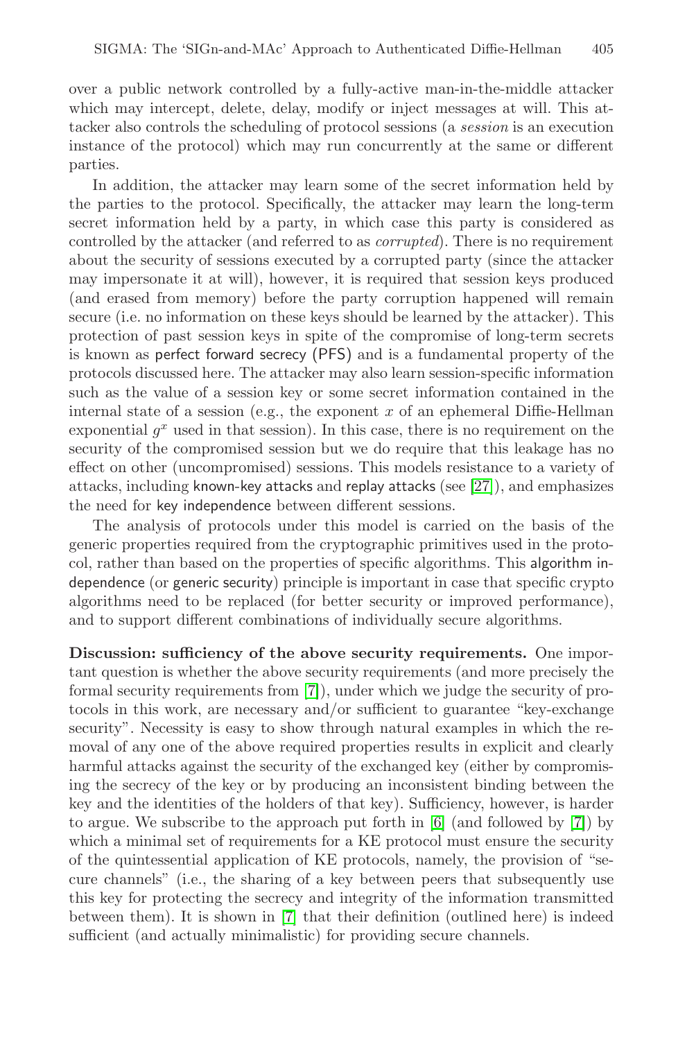over a public network controlled by a fully-active man-in-the-middle attacker which may intercept, delete, delay, modify or inject messages at will. This attacker also controls the scheduling of protocol sessions (a *session* is an execution instance of the protocol) which may run concurrently at the same or different parties.

In addition, the attacker may learn some of the secret information held by the parties to the protocol. Specifically, the attacker may learn the long-term secret information held by a party, in which case this party is considered as controlled by the attacker (and referred to as *corrupted*). There is no requirement about the security of sessions executed by a corrupted party (since the attacker may impersonate it at will), however, it is required that session keys produced (and erased from memory) before the party corruption happened will remain secure (i.e. no information on these keys should be learned by the attacker). This protection of past session keys in spite of the compromise of long-term secrets is known as perfect forward secrecy (PFS) and is a fundamental property of the protocols discussed here. The attacker may also learn session-specific information such as the value of a session key or some secret information contained in the internal state of a session (e.g., the exponent $x$ of an ephemeral Diffie-Hellman exponential $g^x$ used in that session). In this case, there is no requirement on the security of the compromised session but we do require that this leakage has no effect on other (uncompromised) sessions. This models resistance to a variety of attacks, including known-key attacks and replay attacks (see [27]), and emphasizes the need for key independence between different sessions.

The analysis of protocols under this model is carried on the basis of the generic properties required from the cryptographic primitives used in the protocol, rather than based on the properties of specific algorithms. This algorithm independence (or generic security) principle is important in case that specific crypto algorithms need to be replaced (for better security or improved performance), and to support different combinations of individually secure algorithms.

**Discussion: sufficiency of the above security requirements.** One important question is whether the above security requirements (and more precisely the formal security requirements from [7]), under which we judge the security of protocols in this work, are necessary and/or sufficient to guarantee "key-exchange security". Necessity is easy to show through natural examples in which the removal of any one of the above required properties results in explicit and clearly harmful attacks against the security of the exchanged key (either by compromising the secrecy of the key or by producing an inconsistent binding between the key and the identities of the holders of that key). Sufficiency, however, is harder to argue. We subscribe to the approach put forth in [6] (and followed by [7]) by which a minimal set of requirements for a KE protocol must ensure the security of the quintessential application of KE protocols, namely, the provision of "secure channels" (i.e., the sharing of a key between peers that subsequently use this key for protecting the secrecy and integrity of the information transmitted between them). It is shown in [7] that their definition (outlined here) is indeed sufficient (and actually minimalistic) for providing secure channels.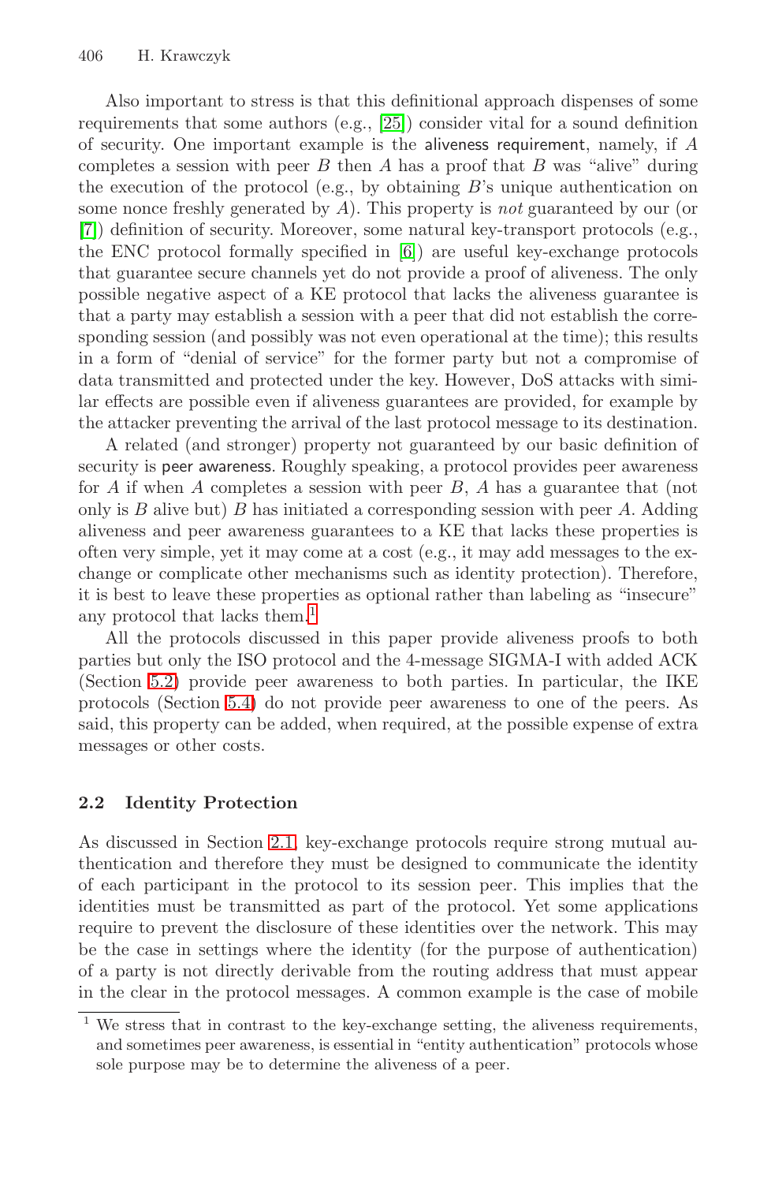Also important to stress is that this definitional approach dispenses of some requirements that some authors (e.g., [25]) consider vital for a sound definition of security. One important example is the aliveness requirement, namely, if $A$ completes a session with peer $B$ then $A$ has a proof that $B$ was "alive" during the execution of the protocol (e.g., by obtaining $B$'s unique authentication on some nonce freshly generated by $A$). This property is *not* guaranteed by our (or [7]) definition of security. Moreover, some natural key-transport protocols (e.g., the ENC protocol formally specified in [6]) are useful key-exchange protocols that guarantee secure channels yet do not provide a proof of aliveness. The only possible negative aspect of a KE protocol that lacks the aliveness guarantee is that a party may establish a session with a peer that did not establish the corresponding session (and possibly was not even operational at the time); this results in a form of "denial of service" for the former party but not a compromise of data transmitted and protected under the key. However, DoS attacks with similar effects are possible even if aliveness guarantees are provided, for example by the attacker preventing the arrival of the last protocol message to its destination.

A related (and stronger) property not guaranteed by our basic definition of security is peer awareness. Roughly speaking, a protocol provides peer awareness for $A$ if when $A$ completes a session with peer $B$, $A$ has a guarantee that (not only is $B$ alive but) $B$ has initiated a corresponding session with peer $A$. Adding aliveness and peer awareness guarantees to a KE that lacks these properties is often very simple, yet it may come at a cost (e.g., it may add messages to the exchange or complicate other mechanisms such as identity protection). Therefore, it is best to leave these properties as optional rather than labeling as "insecure" any protocol that lacks them.[1]

All the protocols discussed in this paper provide aliveness proofs to both parties but only the ISO protocol and the 4-message SIGMA-I with added ACK (Section 5.2) provide peer awareness to both parties. In particular, the IKE protocols (Section 5.4) do not provide peer awareness to one of the peers. As said, this property can be added, when required, at the possible expense of extra messages or other costs.

### 2.2 Identity Protection

As discussed in Section 2.1, key-exchange protocols require strong mutual authentication and therefore they must be designed to communicate the identity of each participant in the protocol to its session peer. This implies that the identities must be transmitted as part of the protocol. Yet some applications require to prevent the disclosure of these identities over the network. This may be the case in settings where the identity (for the purpose of authentication) of a party is not directly derivable from the routing address that must appear in the clear in the protocol messages. A common example is the case of mobile

[1] We stress that in contrast to the key-exchange setting, the aliveness requirements, and sometimes peer awareness, is essential in "entity authentication" protocols whose sole purpose may be to determine the aliveness of a peer.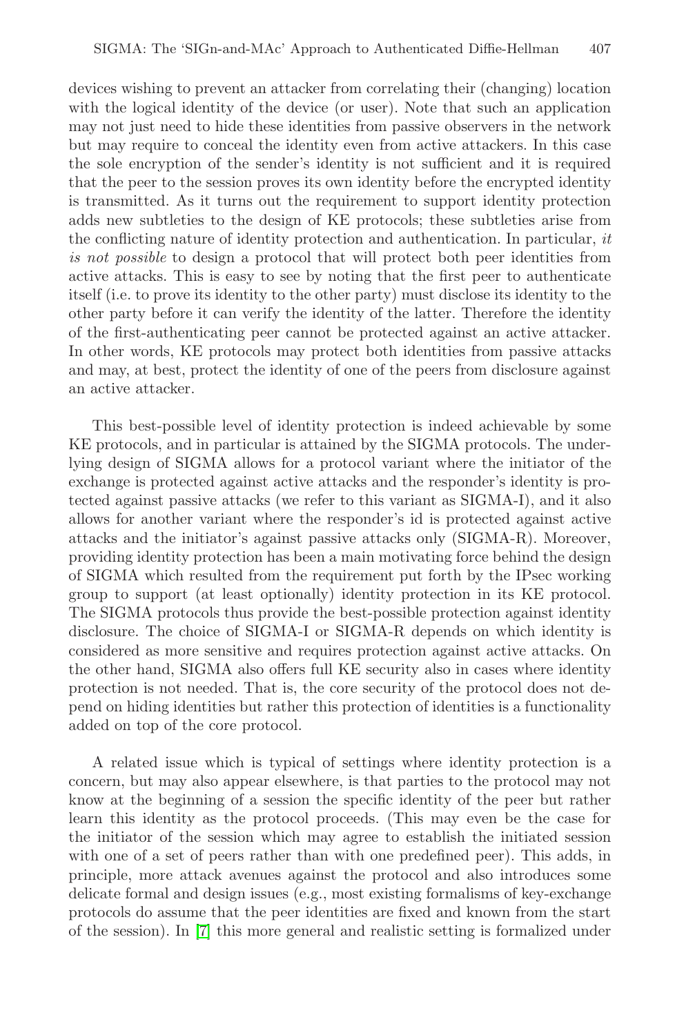devices wishing to prevent an attacker from correlating their (changing) location with the logical identity of the device (or user). Note that such an application may not just need to hide these identities from passive observers in the network but may require to conceal the identity even from active attackers. In this case the sole encryption of the sender's identity is not sufficient and it is required that the peer to the session proves its own identity before the encrypted identity is transmitted. As it turns out the requirement to support identity protection adds new subtleties to the design of KE protocols; these subtleties arise from the conflicting nature of identity protection and authentication. In particular, *it is not possible* to design a protocol that will protect both peer identities from active attacks. This is easy to see by noting that the first peer to authenticate itself (i.e. to prove its identity to the other party) must disclose its identity to the other party before it can verify the identity of the latter. Therefore the identity of the first-authenticating peer cannot be protected against an active attacker. In other words, KE protocols may protect both identities from passive attacks and may, at best, protect the identity of one of the peers from disclosure against an active attacker.

This best-possible level of identity protection is indeed achievable by some KE protocols, and in particular is attained by the SIGMA protocols. The underlying design of SIGMA allows for a protocol variant where the initiator of the exchange is protected against active attacks and the responder's identity is protected against passive attacks (we refer to this variant as SIGMA-I), and it also allows for another variant where the responder's id is protected against active attacks and the initiator's against passive attacks only (SIGMA-R). Moreover, providing identity protection has been a main motivating force behind the design of SIGMA which resulted from the requirement put forth by the IPsec working group to support (at least optionally) identity protection in its KE protocol. The SIGMA protocols thus provide the best-possible protection against identity disclosure. The choice of SIGMA-I or SIGMA-R depends on which identity is considered as more sensitive and requires protection against active attacks. On the other hand, SIGMA also offers full KE security also in cases where identity protection is not needed. That is, the core security of the protocol does not depend on hiding identities but rather this protection of identities is a functionality added on top of the core protocol.

A related issue which is typical of settings where identity protection is a concern, but may also appear elsewhere, is that parties to the protocol may not know at the beginning of a session the specific identity of the peer but rather learn this identity as the protocol proceeds. (This may even be the case for the initiator of the session which may agree to establish the initiated session with one of a set of peers rather than with one predefined peer). This adds, in principle, more attack avenues against the protocol and also introduces some delicate formal and design issues (e.g., most existing formalisms of key-exchange protocols do assume that the peer identities are fixed and known from the start of the session). In [7] this more general and realistic setting is formalized under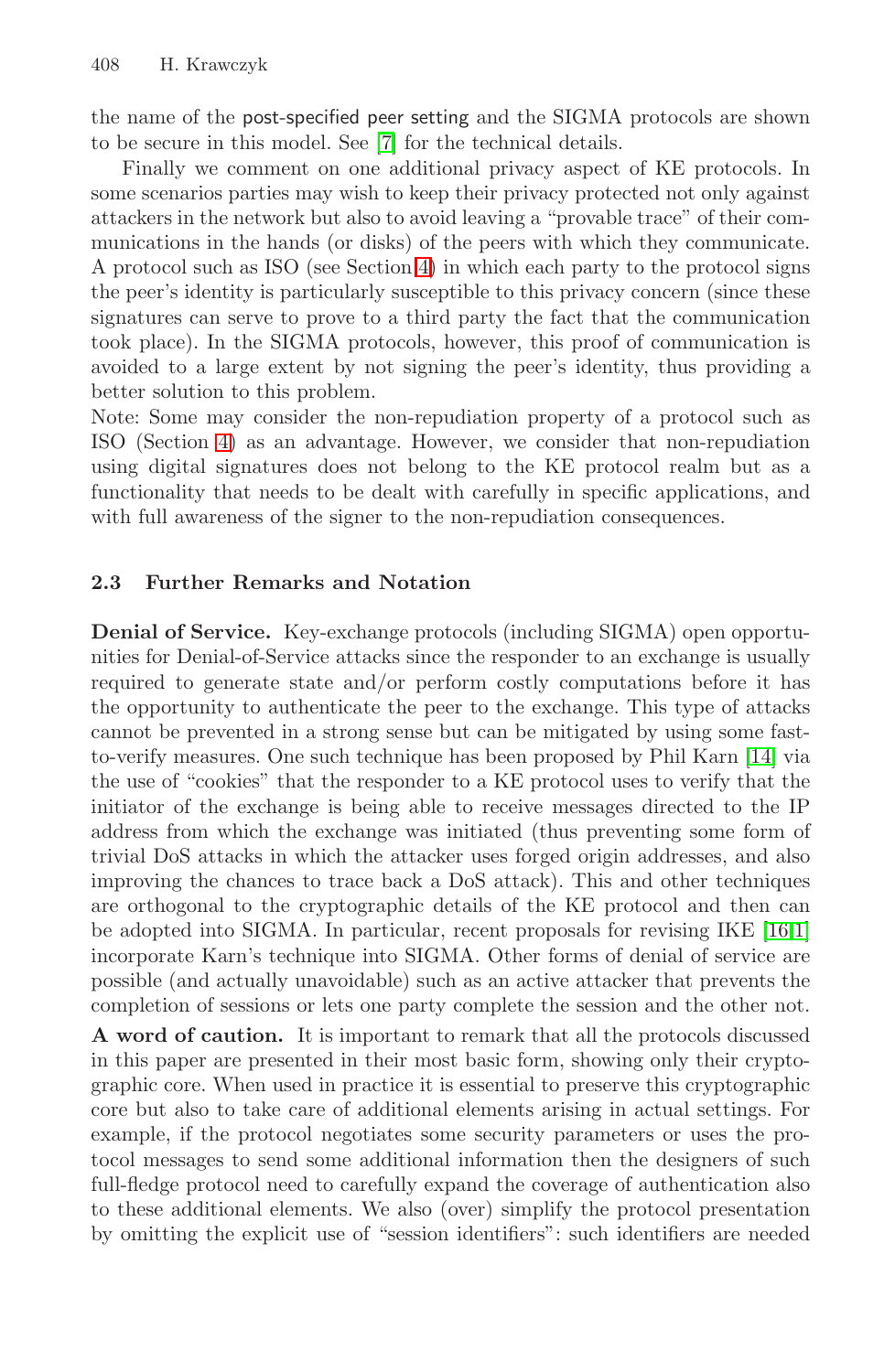the name of the post-specified peer setting and the SIGMA protocols are shown to be secure in this model. See [7] for the technical details.

Finally we comment on one additional privacy aspect of KE protocols. In some scenarios parties may wish to keep their privacy protected not only against attackers in the network but also to avoid leaving a "provable trace" of their communications in the hands (or disks) of the peers with which they communicate. A protocol such as ISO (see Section 4) in which each party to the protocol signs the peer's identity is particularly susceptible to this privacy concern (since these signatures can serve to prove to a third party the fact that the communication took place). In the SIGMA protocols, however, this proof of communication is avoided to a large extent by not signing the peer's identity, thus providing a better solution to this problem.

Note: Some may consider the non-repudiation property of a protocol such as ISO (Section 4) as an advantage. However, we consider that non-repudiation using digital signatures does not belong to the KE protocol realm but as a functionality that needs to be dealt with carefully in specific applications, and with full awareness of the signer to the non-repudiation consequences.

### 2.3 Further Remarks and Notation

**Denial of Service.** Key-exchange protocols (including SIGMA) open opportunities for Denial-of-Service attacks since the responder to an exchange is usually required to generate state and/or perform costly computations before it has the opportunity to authenticate the peer to the exchange. This type of attacks cannot be prevented in a strong sense but can be mitigated by using some fast-to-verify measures. One such technique has been proposed by Phil Karn [14] via the use of "cookies" that the responder to a KE protocol uses to verify that the initiator of the exchange is being able to receive messages directed to the IP address from which the exchange was initiated (thus preventing some form of trivial DoS attacks in which the attacker uses forged origin addresses, and also improving the chances to trace back a DoS attack). This and other techniques are orthogonal to the cryptographic details of the KE protocol and then can be adopted into SIGMA. In particular, recent proposals for revising IKE [16,1] incorporate Karn's technique into SIGMA. Other forms of denial of service are possible (and actually unavoidable) such as an active attacker that prevents the completion of sessions or lets one party complete the session and the other not.

**A word of caution.** It is important to remark that all the protocols discussed in this paper are presented in their most basic form, showing only their cryptographic core. When used in practice it is essential to preserve this cryptographic core but also to take care of additional elements arising in actual settings. For example, if the protocol negotiates some security parameters or uses the protocol messages to send some additional information then the designers of such full-fledge protocol need to carefully expand the coverage of authentication also to these additional elements. We also (over) simplify the protocol presentation by omitting the explicit use of "session identifiers": such identifiers are needed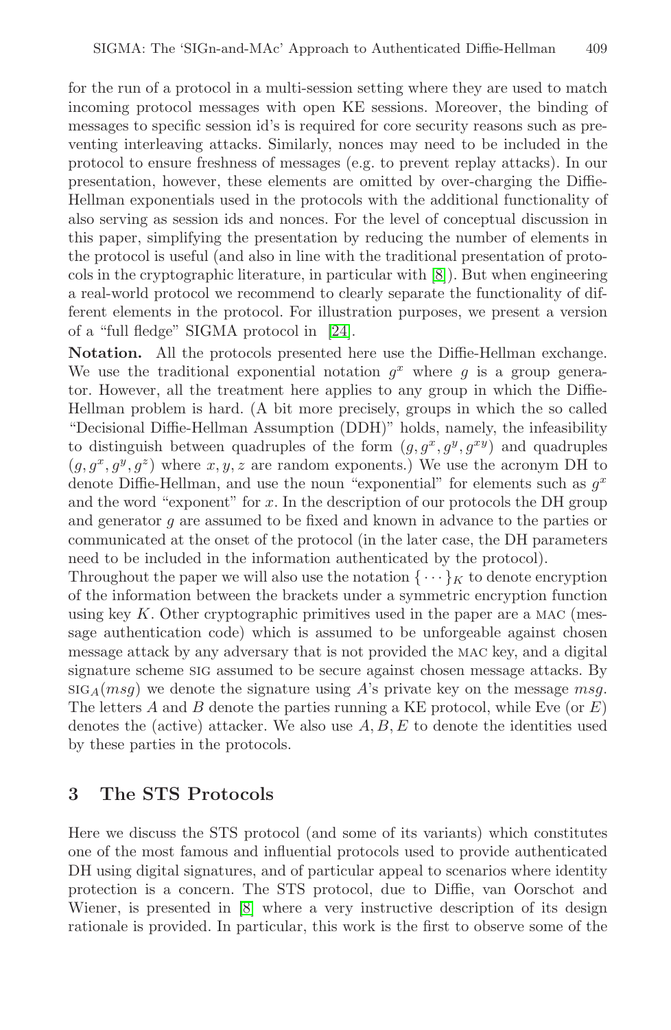for the run of a protocol in a multi-session setting where they are used to match incoming protocol messages with open KE sessions. Moreover, the binding of messages to specific session id's is required for core security reasons such as preventing interleaving attacks. Similarly, nonces may need to be included in the protocol to ensure freshness of messages (e.g. to prevent replay attacks). In our presentation, however, these elements are omitted by over-charging the Diffie-Hellman exponentials used in the protocols with the additional functionality of also serving as session ids and nonces. For the level of conceptual discussion in this paper, simplifying the presentation by reducing the number of elements in the protocol is useful (and also in line with the traditional presentation of protocols in the cryptographic literature, in particular with [8]). But when engineering a real-world protocol we recommend to clearly separate the functionality of different elements in the protocol. For illustration purposes, we present a version of a "full fledge" SIGMA protocol in [24].

**Notation.** All the protocols presented here use the Diffie-Hellman exchange. We use the traditional exponential notation $g^x$ where $g$ is a group generator. However, all the treatment here applies to any group in which the Diffie-Hellman problem is hard. (A bit more precisely, groups in which the so called "Decisional Diffie-Hellman Assumption (DDH)" holds, namely, the infeasibility to distinguish between quadruples of the form $(g, g^x, g^y, g^{xy})$ and quadruples $(g, g^x, g^y, g^z)$ where $x, y, z$ are random exponents.) We use the acronym DH to denote Diffie-Hellman, and use the noun "exponential" for elements such as $g^x$ and the word "exponent" for $x$. In the description of our protocols the DH group and generator $g$ are assumed to be fixed and known in advance to the parties or communicated at the onset of the protocol (in the later case, the DH parameters need to be included in the information authenticated by the protocol).

Throughout the paper we will also use the notation $\{\cdots\}_K$ to denote encryption of the information between the brackets under a symmetric encryption function using key $K$. Other cryptographic primitives used in the paper are a MAC (message authentication code) which is assumed to be unforgeable against chosen message attack by any adversary that is not provided the MAC key, and a digital signature scheme SIG assumed to be secure against chosen message attacks. By $\text{SIG}_A(msg)$ we denote the signature using $A$'s private key on the message $msg$. The letters $A$ and $B$ denote the parties running a KE protocol, while Eve (or $E$) denotes the (active) attacker. We also use $A, B, E$ to denote the identities used by these parties in the protocols.

## 3 The STS Protocols

Here we discuss the STS protocol (and some of its variants) which constitutes one of the most famous and influential protocols used to provide authenticated DH using digital signatures, and of particular appeal to scenarios where identity protection is a concern. The STS protocol, due to Diffie, van Oorschot and Wiener, is presented in [8] where a very instructive description of its design rationale is provided. In particular, this work is the first to observe some of the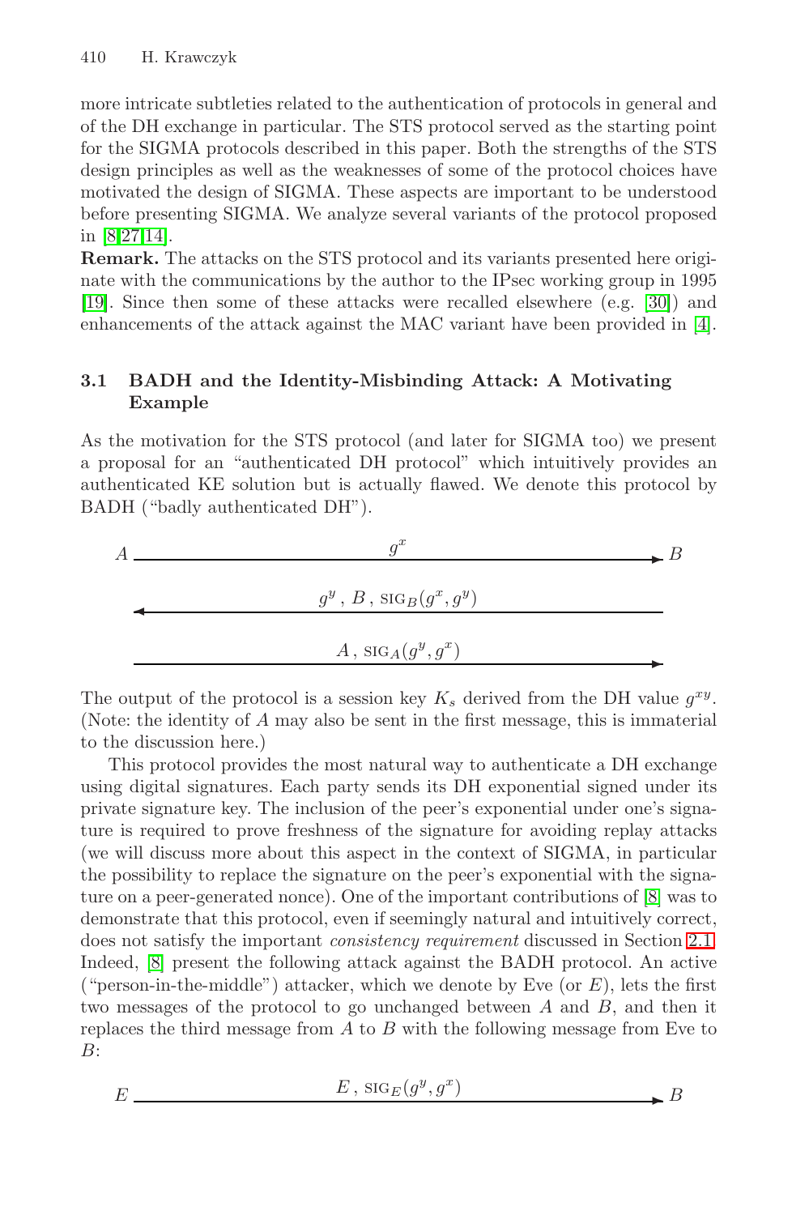more intricate subtleties related to the authentication of protocols in general and of the DH exchange in particular. The STS protocol served as the starting point for the SIGMA protocols described in this paper. Both the strengths of the STS design principles as well as the weaknesses of some of the protocol choices have motivated the design of SIGMA. These aspects are important to be understood before presenting SIGMA. We analyze several variants of the protocol proposed in [8,27,14].

**Remark.** The attacks on the STS protocol and its variants presented here originate with the communications by the author to the IPsec working group in 1995 [19]. Since then some of these attacks were recalled elsewhere (e.g. [30]) and enhancements of the attack against the MAC variant have been provided in [4].

### 3.1 BADH and the Identity-Misbinding Attack: A Motivating Example

As the motivation for the STS protocol (and later for SIGMA too) we present a proposal for an "authenticated DH protocol" which intuitively provides an authenticated KE solution but is actually flawed. We denote this protocol by BADH ("badly authenticated DH").

$$A \xrightarrow{\quad g^x \quad} B$$

$$\xleftarrow{\quad g^y\,,\ B\,,\ \text{SIG}_B(g^x, g^y) \quad}$$

$$\xrightarrow{\quad A\,,\ \text{SIG}_A(g^y, g^x) \quad}$$

The output of the protocol is a session key $K_s$ derived from the DH value $g^{xy}$. (Note: the identity of $A$ may also be sent in the first message, this is immaterial to the discussion here.)

This protocol provides the most natural way to authenticate a DH exchange using digital signatures. Each party sends its DH exponential signed under its private signature key. The inclusion of the peer's exponential under one's signature is required to prove freshness of the signature for avoiding replay attacks (we will discuss more about this aspect in the context of SIGMA, in particular the possibility to replace the signature on the peer's exponential with the signature on a peer-generated nonce). One of the important contributions of [8] was to demonstrate that this protocol, even if seemingly natural and intuitively correct, does not satisfy the important *consistency requirement* discussed in Section 2.1. Indeed, [8] present the following attack against the BADH protocol. An active ("person-in-the-middle") attacker, which we denote by Eve (or $E$), lets the first two messages of the protocol to go unchanged between $A$ and $B$, and then it replaces the third message from $A$ to $B$ with the following message from Eve to $B$:

$$E \xrightarrow{\quad E\,,\ \text{SIG}_E(g^y, g^x) \quad} B$$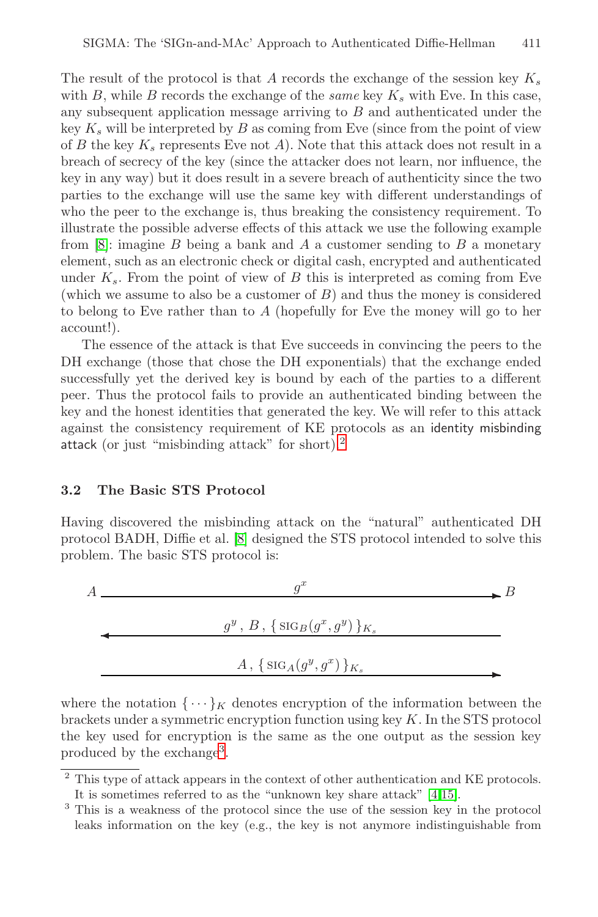The result of the protocol is that $A$ records the exchange of the session key $K_s$ with $B$, while $B$ records the exchange of the *same* key $K_s$ with Eve. In this case, any subsequent application message arriving to $B$ and authenticated under the key $K_s$ will be interpreted by $B$ as coming from Eve (since from the point of view of $B$ the key $K_s$ represents Eve not $A$). Note that this attack does not result in a breach of secrecy of the key (since the attacker does not learn, nor influence, the key in any way) but it does result in a severe breach of authenticity since the two parties to the exchange will use the same key with different understandings of who the peer to the exchange is, thus breaking the consistency requirement. To illustrate the possible adverse effects of this attack we use the following example from [8]: imagine $B$ being a bank and $A$ a customer sending to $B$ a monetary element, such as an electronic check or digital cash, encrypted and authenticated under $K_s$. From the point of view of $B$ this is interpreted as coming from Eve (which we assume to also be a customer of $B$) and thus the money is considered to belong to Eve rather than to $A$ (hopefully for Eve the money will go to her account!).

The essence of the attack is that Eve succeeds in convincing the peers to the DH exchange (those that chose the DH exponentials) that the exchange ended successfully yet the derived key is bound by each of the parties to a different peer. Thus the protocol fails to provide an authenticated binding between the key and the honest identities that generated the key. We will refer to this attack against the consistency requirement of KE protocols as an identity misbinding attack (or just "misbinding attack" for short).[2]

### 3.2 The Basic STS Protocol

Having discovered the misbinding attack on the "natural" authenticated DH protocol BADH, Diffie et al. [8] designed the STS protocol intended to solve this problem. The basic STS protocol is:

$$A \xrightarrow{\quad g^x \quad} B$$

$$A \xleftarrow{\quad g^y\,,\ B\,,\ \{\,\text{SIG}_B(g^x, g^y)\,\}_{K_s} \quad} B$$

$$A \xrightarrow{\quad A\,,\ \{\,\text{SIG}_A(g^y, g^x)\,\}_{K_s} \quad} B$$

where the notation $\{\cdots\}_K$ denotes encryption of the information between the brackets under a symmetric encryption function using key $K$. In the STS protocol the key used for encryption is the same as the one output as the session key produced by the exchange[3].

---

[2] This type of attack appears in the context of other authentication and KE protocols. It is sometimes referred to as the "unknown key share attack" [4,15].

[3] This is a weakness of the protocol since the use of the session key in the protocol leaks information on the key (e.g., the key is not anymore indistinguishable from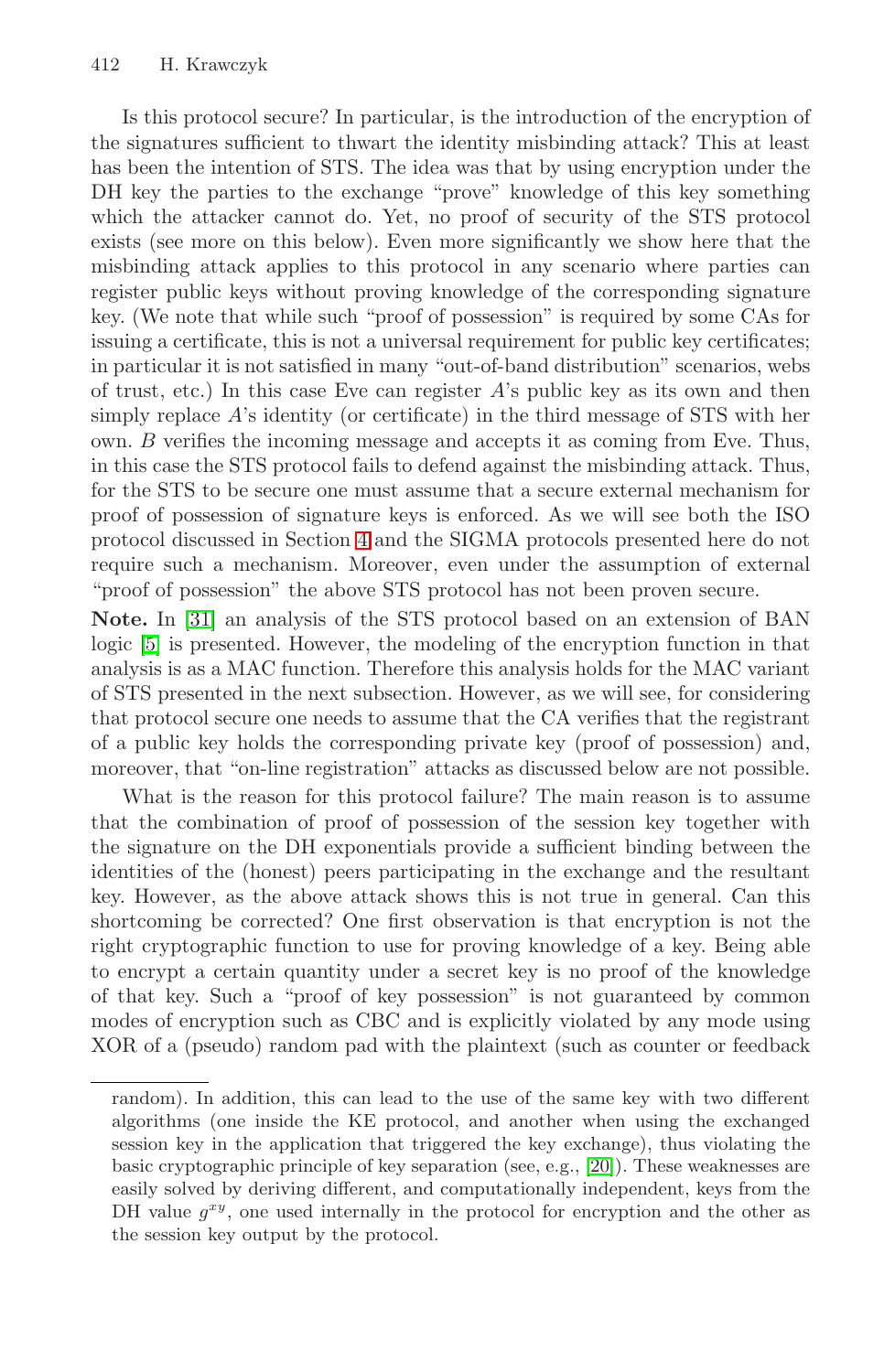Is this protocol secure? In particular, is the introduction of the encryption of the signatures sufficient to thwart the identity misbinding attack? This at least has been the intention of STS. The idea was that by using encryption under the DH key the parties to the exchange "prove" knowledge of this key something which the attacker cannot do. Yet, no proof of security of the STS protocol exists (see more on this below). Even more significantly we show here that the misbinding attack applies to this protocol in any scenario where parties can register public keys without proving knowledge of the corresponding signature key. (We note that while such "proof of possession" is required by some CAs for issuing a certificate, this is not a universal requirement for public key certificates; in particular it is not satisfied in many "out-of-band distribution" scenarios, webs of trust, etc.) In this case Eve can register $A$'s public key as its own and then simply replace $A$'s identity (or certificate) in the third message of STS with her own. $B$ verifies the incoming message and accepts it as coming from Eve. Thus, in this case the STS protocol fails to defend against the misbinding attack. Thus, for the STS to be secure one must assume that a secure external mechanism for proof of possession of signature keys is enforced. As we will see both the ISO protocol discussed in Section 4 and the SIGMA protocols presented here do not require such a mechanism. Moreover, even under the assumption of external "proof of possession" the above STS protocol has not been proven secure.

**Note.** In [31] an analysis of the STS protocol based on an extension of BAN logic [5] is presented. However, the modeling of the encryption function in that analysis is as a MAC function. Therefore this analysis holds for the MAC variant of STS presented in the next subsection. However, as we will see, for considering that protocol secure one needs to assume that the CA verifies that the registrant of a public key holds the corresponding private key (proof of possession) and, moreover, that "on-line registration" attacks as discussed below are not possible.

What is the reason for this protocol failure? The main reason is to assume that the combination of proof of possession of the session key together with the signature on the DH exponentials provide a sufficient binding between the identities of the (honest) peers participating in the exchange and the resultant key. However, as the above attack shows this is not true in general. Can this shortcoming be corrected? One first observation is that encryption is not the right cryptographic function to use for proving knowledge of a key. Being able to encrypt a certain quantity under a secret key is no proof of the knowledge of that key. Such a "proof of key possession" is not guaranteed by common modes of encryption such as CBC and is explicitly violated by any mode using XOR of a (pseudo) random pad with the plaintext (such as counter or feedback

random). In addition, this can lead to the use of the same key with two different algorithms (one inside the KE protocol, and another when using the exchanged session key in the application that triggered the key exchange), thus violating the basic cryptographic principle of key separation (see, e.g., [20]). These weaknesses are easily solved by deriving different, and computationally independent, keys from the DH value $g^{xy}$, one used internally in the protocol for encryption and the other as the session key output by the protocol.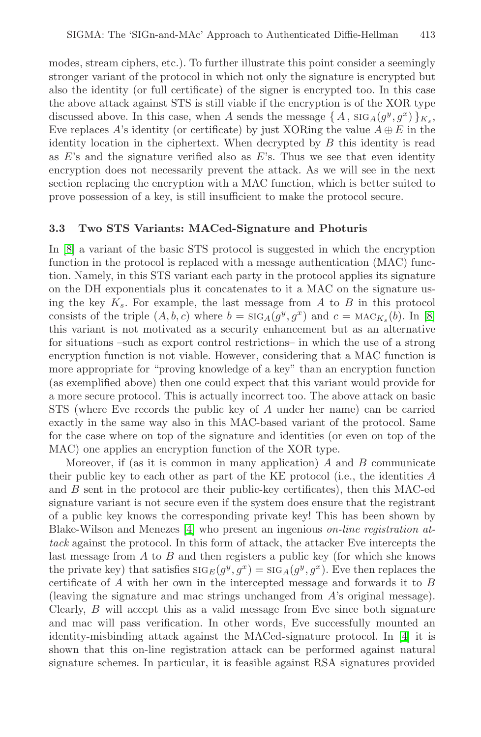modes, stream ciphers, etc.). To further illustrate this point consider a seemingly stronger variant of the protocol in which not only the signature is encrypted but also the identity (or full certificate) of the signer is encrypted too. In this case the above attack against STS is still viable if the encryption is of the XOR type discussed above. In this case, when $A$ sends the message $\{ A\,,\, \text{SIG}_A(g^y, g^x) \}_{K_s}$, Eve replaces $A$'s identity (or certificate) by just XORing the value $A \oplus E$ in the identity location in the ciphertext. When decrypted by $B$ this identity is read as $E$'s and the signature verified also as $E$'s. Thus we see that even identity encryption does not necessarily prevent the attack. As we will see in the next section replacing the encryption with a MAC function, which is better suited to prove possession of a key, is still insufficient to make the protocol secure.

### 3.3 Two STS Variants: MACed-Signature and Photuris

In [8] a variant of the basic STS protocol is suggested in which the encryption function in the protocol is replaced with a message authentication (MAC) function. Namely, in this STS variant each party in the protocol applies its signature on the DH exponentials plus it concatenates to it a MAC on the signature using the key $K_s$. For example, the last message from $A$ to $B$ in this protocol consists of the triple $(A, b, c)$ where $b = \text{SIG}_A(g^y, g^x)$ and $c = \text{MAC}_{K_s}(b)$. In [8] this variant is not motivated as a security enhancement but as an alternative for situations –such as export control restrictions– in which the use of a strong encryption function is not viable. However, considering that a MAC function is more appropriate for "proving knowledge of a key" than an encryption function (as exemplified above) then one could expect that this variant would provide for a more secure protocol. This is actually incorrect too. The above attack on basic STS (where Eve records the public key of $A$ under her name) can be carried exactly in the same way also in this MAC-based variant of the protocol. Same for the case where on top of the signature and identities (or even on top of the MAC) one applies an encryption function of the XOR type.

Moreover, if (as it is common in many application) $A$ and $B$ communicate their public key to each other as part of the KE protocol (i.e., the identities $A$ and $B$ sent in the protocol are their public-key certificates), then this MAC-ed signature variant is not secure even if the system does ensure that the registrant of a public key knows the corresponding private key! This has been shown by Blake-Wilson and Menezes [4] who present an ingenious *on-line registration attack* against the protocol. In this form of attack, the attacker Eve intercepts the last message from $A$ to $B$ and then registers a public key (for which she knows the private key) that satisfies $\text{SIG}_E(g^y, g^x) = \text{SIG}_A(g^y, g^x)$. Eve then replaces the certificate of $A$ with her own in the intercepted message and forwards it to $B$ (leaving the signature and mac strings unchanged from $A$'s original message). Clearly, $B$ will accept this as a valid message from Eve since both signature and mac will pass verification. In other words, Eve successfully mounted an identity-misbinding attack against the MACed-signature protocol. In [4] it is shown that this on-line registration attack can be performed against natural signature schemes. In particular, it is feasible against RSA signatures provided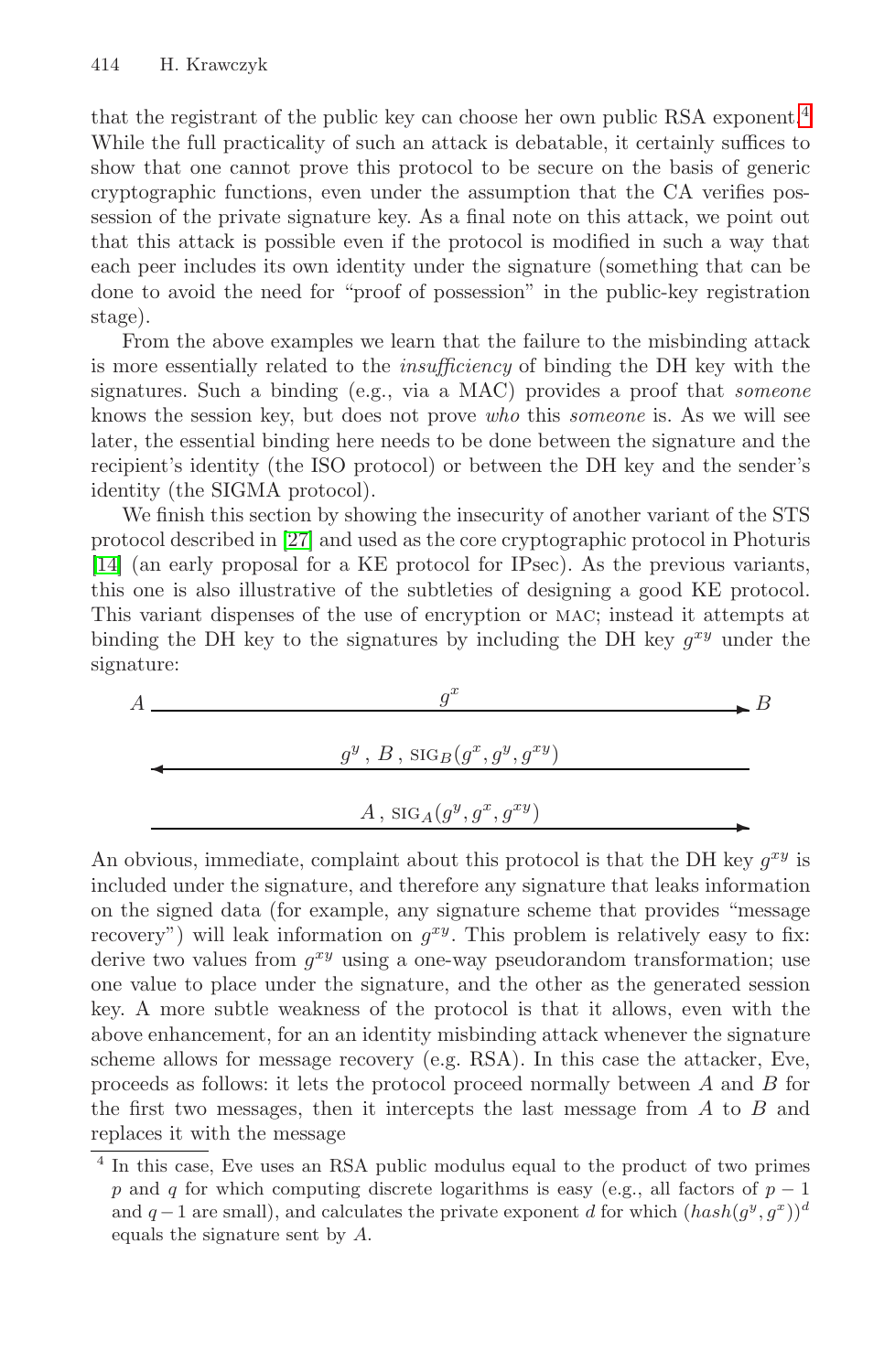that the registrant of the public key can choose her own public RSA exponent.[4] While the full practicality of such an attack is debatable, it certainly suffices to show that one cannot prove this protocol to be secure on the basis of generic cryptographic functions, even under the assumption that the CA verifies possession of the private signature key. As a final note on this attack, we point out that this attack is possible even if the protocol is modified in such a way that each peer includes its own identity under the signature (something that can be done to avoid the need for "proof of possession" in the public-key registration stage).

From the above examples we learn that the failure to the misbinding attack is more essentially related to the *insufficiency* of binding the DH key with the signatures. Such a binding (e.g., via a MAC) provides a proof that *someone* knows the session key, but does not prove *who* this *someone* is. As we will see later, the essential binding here needs to be done between the signature and the recipient's identity (the ISO protocol) or between the DH key and the sender's identity (the SIGMA protocol).

We finish this section by showing the insecurity of another variant of the STS protocol described in [27] and used as the core cryptographic protocol in Photuris [14] (an early proposal for a KE protocol for IPsec). As the previous variants, this one is also illustrative of the subtleties of designing a good KE protocol. This variant dispenses of the use of encryption or MAC; instead it attempts at binding the DH key to the signatures by including the DH key $g^{xy}$ under the signature:

$$A \xrightarrow{\quad g^x \quad} B$$

$$A \xleftarrow{\quad g^y,\ B,\ \text{SIG}_B(g^x, g^y, g^{xy}) \quad} B$$

$$A \xrightarrow{\quad A,\ \text{SIG}_A(g^y, g^x, g^{xy}) \quad} B$$

An obvious, immediate, complaint about this protocol is that the DH key $g^{xy}$ is included under the signature, and therefore any signature that leaks information on the signed data (for example, any signature scheme that provides "message recovery") will leak information on $g^{xy}$. This problem is relatively easy to fix: derive two values from $g^{xy}$ using a one-way pseudorandom transformation; use one value to place under the signature, and the other as the generated session key. A more subtle weakness of the protocol is that it allows, even with the above enhancement, for an an identity misbinding attack whenever the signature scheme allows for message recovery (e.g. RSA). In this case the attacker, Eve, proceeds as follows: it lets the protocol proceed normally between $A$ and $B$ for the first two messages, then it intercepts the last message from $A$ to $B$ and replaces it with the message

[4] In this case, Eve uses an RSA public modulus equal to the product of two primes $p$ and $q$ for which computing discrete logarithms is easy (e.g., all factors of $p-1$ and $q-1$ are small), and calculates the private exponent $d$ for which $(hash(g^y, g^x))^d$ equals the signature sent by $A$.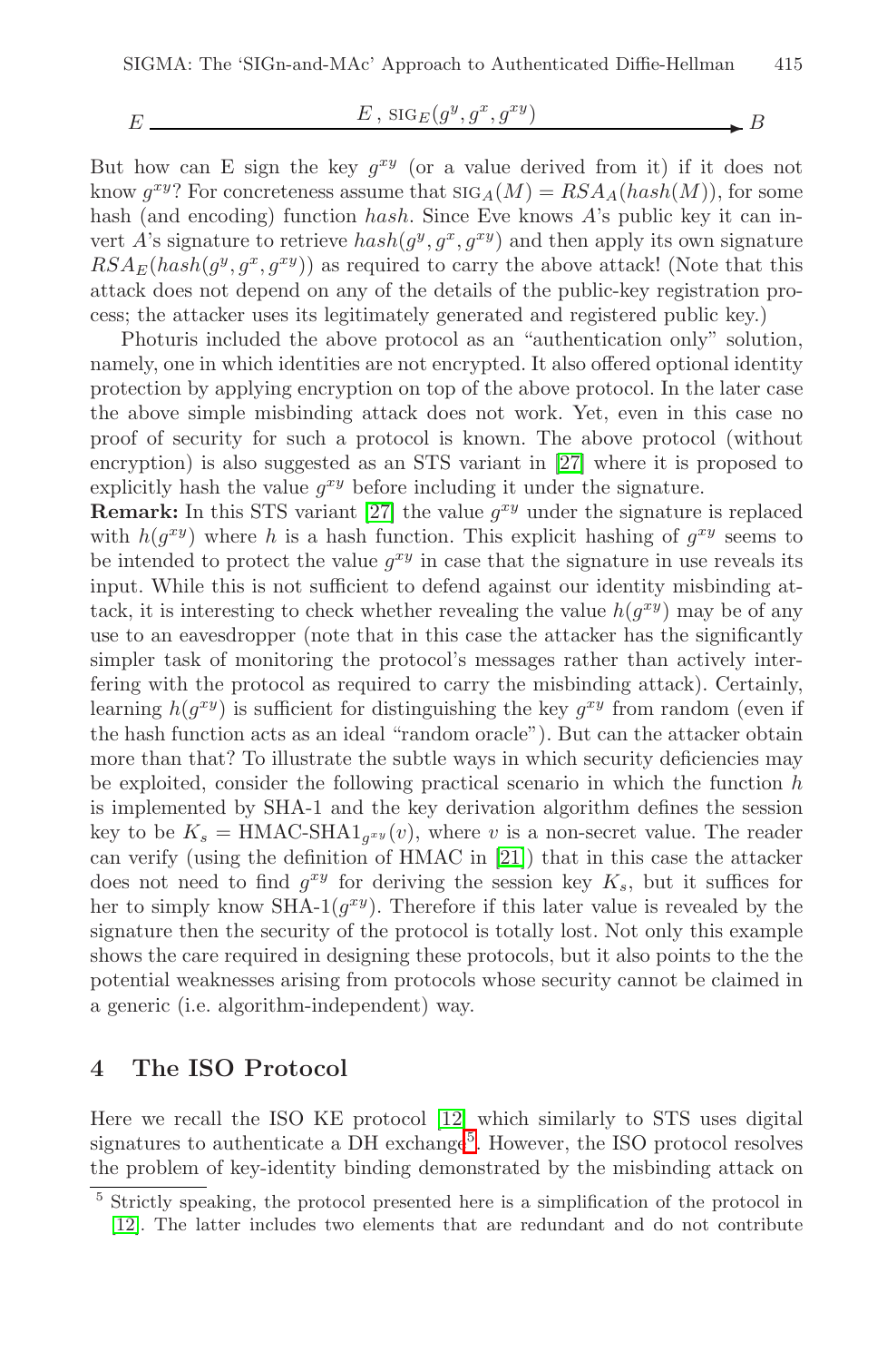$$E \xrightarrow{\quad E\ ,\ \text{SIG}_E(g^y, g^x, g^{xy}) \quad} B$$

But how can E sign the key $g^{xy}$ (or a value derived from it) if it does not know $g^{xy}$? For concreteness assume that $\text{SIG}_A(M) = RSA_A(hash(M))$, for some hash (and encoding) function $hash$. Since Eve knows $A$'s public key it can invert $A$'s signature to retrieve $hash(g^y, g^x, g^{xy})$ and then apply its own signature $RSA_E(hash(g^y, g^x, g^{xy}))$ as required to carry the above attack! (Note that this attack does not depend on any of the details of the public-key registration process; the attacker uses its legitimately generated and registered public key.)

Photuris included the above protocol as an "authentication only" solution, namely, one in which identities are not encrypted. It also offered optional identity protection by applying encryption on top of the above protocol. In the later case the above simple misbinding attack does not work. Yet, even in this case no proof of security for such a protocol is known. The above protocol (without encryption) is also suggested as an STS variant in [27] where it is proposed to explicitly hash the value $g^{xy}$ before including it under the signature.

**Remark:** In this STS variant [27] the value $g^{xy}$ under the signature is replaced with $h(g^{xy})$ where $h$ is a hash function. This explicit hashing of $g^{xy}$ seems to be intended to protect the value $g^{xy}$ in case that the signature in use reveals its input. While this is not sufficient to defend against our identity misbinding attack, it is interesting to check whether revealing the value $h(g^{xy})$ may be of any use to an eavesdropper (note that in this case the attacker has the significantly simpler task of monitoring the protocol's messages rather than actively interfering with the protocol as required to carry the misbinding attack). Certainly, learning $h(g^{xy})$ is sufficient for distinguishing the key $g^{xy}$ from random (even if the hash function acts as an ideal "random oracle"). But can the attacker obtain more than that? To illustrate the subtle ways in which security deficiencies may be exploited, consider the following practical scenario in which the function $h$ is implemented by SHA-1 and the key derivation algorithm defines the session key to be $K_s = \text{HMAC-SHA1}_{g^{xy}}(v)$, where $v$ is a non-secret value. The reader can verify (using the definition of HMAC in [21]) that in this case the attacker does not need to find $g^{xy}$ for deriving the session key $K_s$, but it suffices for her to simply know SHA-1$(g^{xy})$. Therefore if this later value is revealed by the signature then the security of the protocol is totally lost. Not only this example shows the care required in designing these protocols, but it also points to the the potential weaknesses arising from protocols whose security cannot be claimed in a generic (i.e. algorithm-independent) way.

## 4 The ISO Protocol

Here we recall the ISO KE protocol [12] which similarly to STS uses digital signatures to authenticate a DH exchange[5]. However, the ISO protocol resolves the problem of key-identity binding demonstrated by the misbinding attack on

[5] Strictly speaking, the protocol presented here is a simplification of the protocol in [12]. The latter includes two elements that are redundant and do not contribute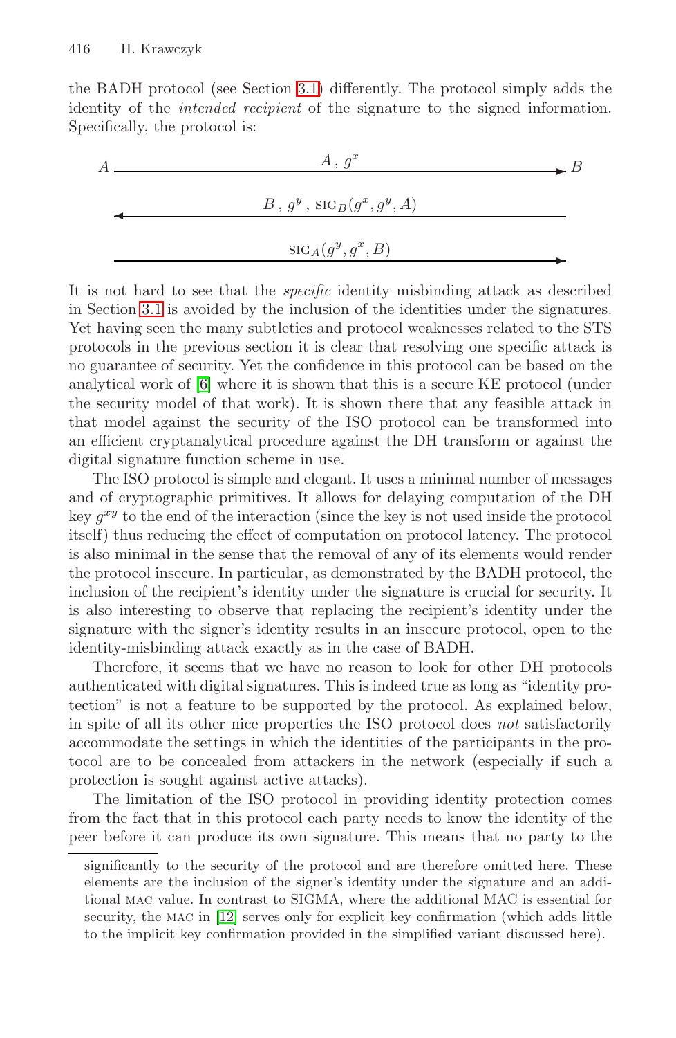the BADH protocol (see Section 3.1) differently. The protocol simply adds the identity of the *intended recipient* of the signature to the signed information. Specifically, the protocol is:

$$A \xrightarrow{\quad A\,,\ g^x \quad} B$$

$$A \xleftarrow{\quad B\,,\ g^y\,,\ \text{SIG}_B(g^x, g^y, A) \quad} B$$

$$A \xrightarrow{\quad \text{SIG}_A(g^y, g^x, B) \quad} B$$

It is not hard to see that the *specific* identity misbinding attack as described in Section 3.1 is avoided by the inclusion of the identities under the signatures. Yet having seen the many subtleties and protocol weaknesses related to the STS protocols in the previous section it is clear that resolving one specific attack is no guarantee of security. Yet the confidence in this protocol can be based on the analytical work of [6] where it is shown that this is a secure KE protocol (under the security model of that work). It is shown there that any feasible attack in that model against the security of the ISO protocol can be transformed into an efficient cryptanalytical procedure against the DH transform or against the digital signature function scheme in use.

The ISO protocol is simple and elegant. It uses a minimal number of messages and of cryptographic primitives. It allows for delaying computation of the DH key $g^{xy}$ to the end of the interaction (since the key is not used inside the protocol itself) thus reducing the effect of computation on protocol latency. The protocol is also minimal in the sense that the removal of any of its elements would render the protocol insecure. In particular, as demonstrated by the BADH protocol, the inclusion of the recipient's identity under the signature is crucial for security. It is also interesting to observe that replacing the recipient's identity under the signature with the signer's identity results in an insecure protocol, open to the identity-misbinding attack exactly as in the case of BADH.

Therefore, it seems that we have no reason to look for other DH protocols authenticated with digital signatures. This is indeed true as long as "identity protection" is not a feature to be supported by the protocol. As explained below, in spite of all its other nice properties the ISO protocol does *not* satisfactorily accommodate the settings in which the identities of the participants in the protocol are to be concealed from attackers in the network (especially if such a protection is sought against active attacks).

The limitation of the ISO protocol in providing identity protection comes from the fact that in this protocol each party needs to know the identity of the peer before it can produce its own signature. This means that no party to the

significantly to the security of the protocol and are therefore omitted here. These elements are the inclusion of the signer's identity under the signature and an additional MAC value. In contrast to SIGMA, where the additional MAC is essential for security, the MAC in [12] serves only for explicit key confirmation (which adds little to the implicit key confirmation provided in the simplified variant discussed here).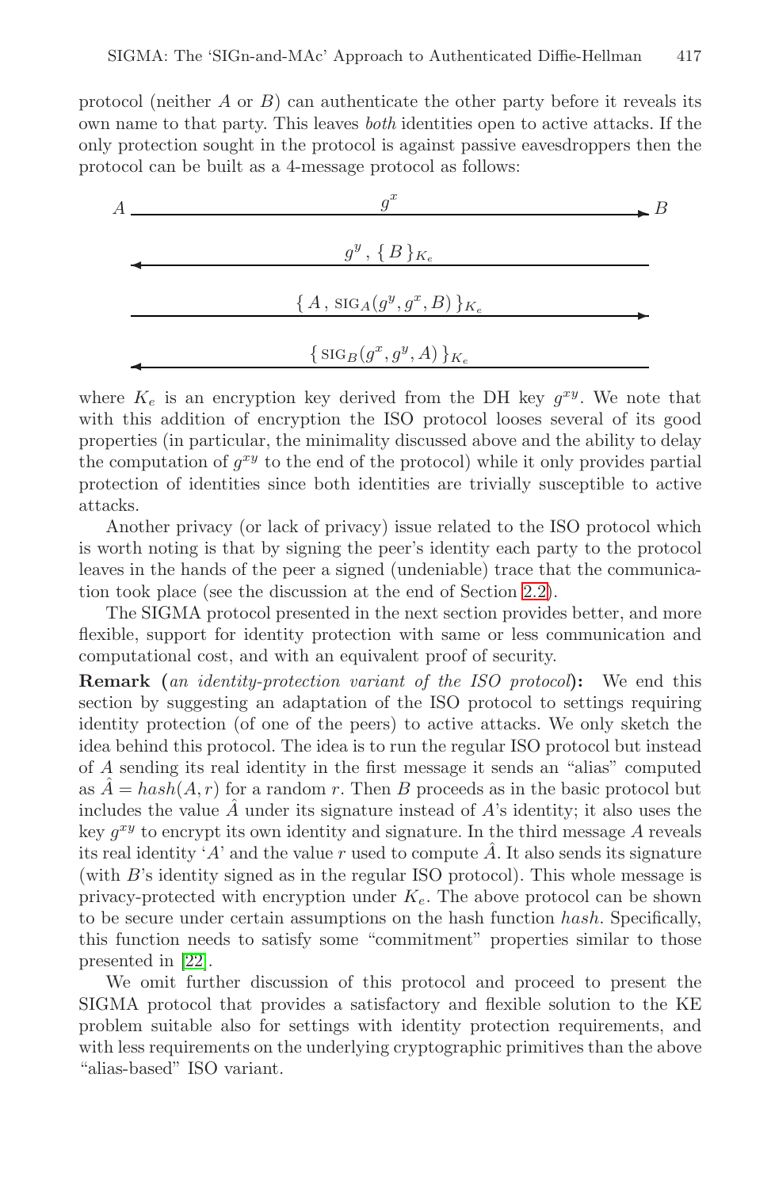protocol (neither $A$ or $B$) can authenticate the other party before it reveals its own name to that party. This leaves *both* identities open to active attacks. If the only protection sought in the protocol is against passive eavesdroppers then the protocol can be built as a 4-message protocol as follows:

$$A \xrightarrow{\quad g^x \quad} B$$

$$\xleftarrow{\quad g^y \,,\, \{\, B \,\}_{K_e} \quad}$$

$$\xrightarrow{\quad \{\, A \,,\, \mathrm{SIG}_A(g^y, g^x, B) \,\}_{K_e} \quad}$$

$$\xleftarrow{\quad \{\, \mathrm{SIG}_B(g^x, g^y, A) \,\}_{K_e} \quad}$$

where $K_e$ is an encryption key derived from the DH key $g^{xy}$. We note that with this addition of encryption the ISO protocol looses several of its good properties (in particular, the minimality discussed above and the ability to delay the computation of $g^{xy}$ to the end of the protocol) while it only provides partial protection of identities since both identities are trivially susceptible to active attacks.

Another privacy (or lack of privacy) issue related to the ISO protocol which is worth noting is that by signing the peer's identity each party to the protocol leaves in the hands of the peer a signed (undeniable) trace that the communication took place (see the discussion at the end of Section 2.2).

The SIGMA protocol presented in the next section provides better, and more flexible, support for identity protection with same or less communication and computational cost, and with an equivalent proof of security.

**Remark (***an identity-protection variant of the ISO protocol***):** We end this section by suggesting an adaptation of the ISO protocol to settings requiring identity protection (of one of the peers) to active attacks. We only sketch the idea behind this protocol. The idea is to run the regular ISO protocol but instead of $A$ sending its real identity in the first message it sends an "alias" computed as $\hat{A} = hash(A, r)$ for a random $r$. Then $B$ proceeds as in the basic protocol but includes the value $\hat{A}$ under its signature instead of $A$'s identity; it also uses the key $g^{xy}$ to encrypt its own identity and signature. In the third message $A$ reveals its real identity '$A$' and the value $r$ used to compute $\hat{A}$. It also sends its signature (with $B$'s identity signed as in the regular ISO protocol). This whole message is privacy-protected with encryption under $K_e$. The above protocol can be shown to be secure under certain assumptions on the hash function *hash*. Specifically, this function needs to satisfy some "commitment" properties similar to those presented in [22].

We omit further discussion of this protocol and proceed to present the SIGMA protocol that provides a satisfactory and flexible solution to the KE problem suitable also for settings with identity protection requirements, and with less requirements on the underlying cryptographic primitives than the above "alias-based" ISO variant.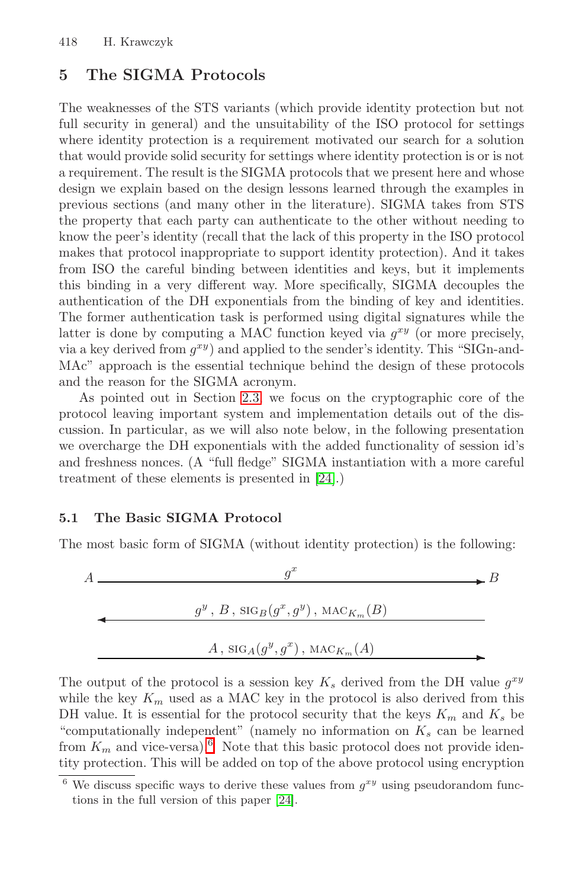## 5 The SIGMA Protocols

The weaknesses of the STS variants (which provide identity protection but not full security in general) and the unsuitability of the ISO protocol for settings where identity protection is a requirement motivated our search for a solution that would provide solid security for settings where identity protection is or is not a requirement. The result is the SIGMA protocols that we present here and whose design we explain based on the design lessons learned through the examples in previous sections (and many other in the literature). SIGMA takes from STS the property that each party can authenticate to the other without needing to know the peer's identity (recall that the lack of this property in the ISO protocol makes that protocol inappropriate to support identity protection). And it takes from ISO the careful binding between identities and keys, but it implements this binding in a very different way. More specifically, SIGMA decouples the authentication of the DH exponentials from the binding of key and identities. The former authentication task is performed using digital signatures while the latter is done by computing a MAC function keyed via $g^{xy}$ (or more precisely, via a key derived from $g^{xy}$) and applied to the sender's identity. This "SIGn-and-MAc" approach is the essential technique behind the design of these protocols and the reason for the SIGMA acronym.

As pointed out in Section 2.3, we focus on the cryptographic core of the protocol leaving important system and implementation details out of the discussion. In particular, as we will also note below, in the following presentation we overcharge the DH exponentials with the added functionality of session id's and freshness nonces. (A "full fledge" SIGMA instantiation with a more careful treatment of these elements is presented in [24].)

### 5.1 The Basic SIGMA Protocol

The most basic form of SIGMA (without identity protection) is the following:

$$A \xrightarrow{\quad g^x \quad} B$$

$$A \xleftarrow{\quad g^y\,,\ B\,,\ \text{SIG}_B(g^x, g^y)\,,\ \text{MAC}_{K_m}(B) \quad} B$$

$$A \xrightarrow{\quad A\,,\ \text{SIG}_A(g^y, g^x)\,,\ \text{MAC}_{K_m}(A) \quad} B$$

The output of the protocol is a session key $K_s$ derived from the DH value $g^{xy}$ while the key $K_m$ used as a MAC key in the protocol is also derived from this DH value. It is essential for the protocol security that the keys $K_m$ and $K_s$ be "computationally independent" (namely no information on $K_s$ can be learned from $K_m$ and vice-versa).[6] Note that this basic protocol does not provide identity protection. This will be added on top of the above protocol using encryption

[6] We discuss specific ways to derive these values from $g^{xy}$ using pseudorandom functions in the full version of this paper [24].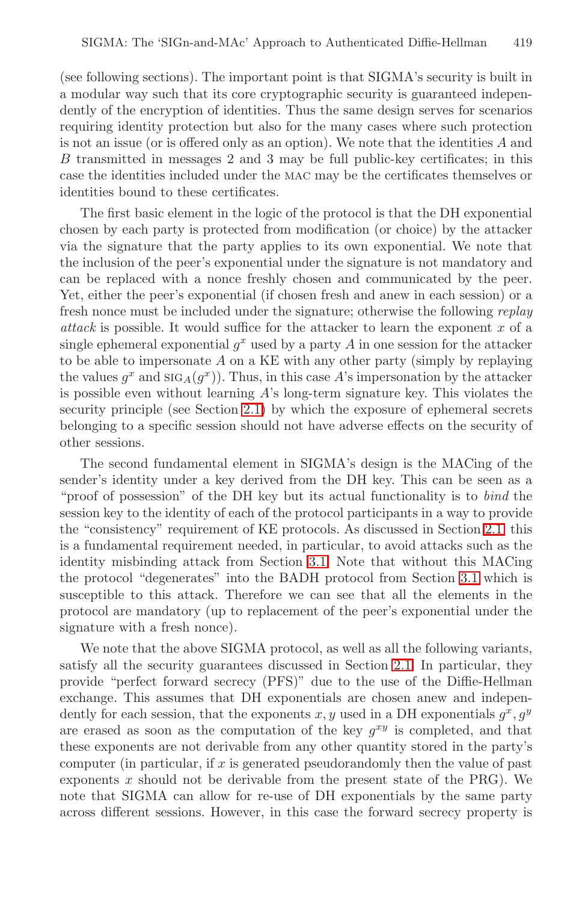(see following sections). The important point is that SIGMA's security is built in a modular way such that its core cryptographic security is guaranteed independently of the encryption of identities. Thus the same design serves for scenarios requiring identity protection but also for the many cases where such protection is not an issue (or is offered only as an option). We note that the identities $A$ and $B$ transmitted in messages 2 and 3 may be full public-key certificates; in this case the identities included under the MAC may be the certificates themselves or identities bound to these certificates.

The first basic element in the logic of the protocol is that the DH exponential chosen by each party is protected from modification (or choice) by the attacker via the signature that the party applies to its own exponential. We note that the inclusion of the peer's exponential under the signature is not mandatory and can be replaced with a nonce freshly chosen and communicated by the peer. Yet, either the peer's exponential (if chosen fresh and anew in each session) or a fresh nonce must be included under the signature; otherwise the following *replay attack* is possible. It would suffice for the attacker to learn the exponent $x$ of a single ephemeral exponential $g^x$ used by a party $A$ in one session for the attacker to be able to impersonate $A$ on a KE with any other party (simply by replaying the values $g^x$ and $\text{SIG}_A(g^x)$). Thus, in this case $A$'s impersonation by the attacker is possible even without learning $A$'s long-term signature key. This violates the security principle (see Section 2.1) by which the exposure of ephemeral secrets belonging to a specific session should not have adverse effects on the security of other sessions.

The second fundamental element in SIGMA's design is the MACing of the sender's identity under a key derived from the DH key. This can be seen as a "proof of possession" of the DH key but its actual functionality is to *bind* the session key to the identity of each of the protocol participants in a way to provide the "consistency" requirement of KE protocols. As discussed in Section 2.1 this is a fundamental requirement needed, in particular, to avoid attacks such as the identity misbinding attack from Section 3.1. Note that without this MACing the protocol "degenerates" into the BADH protocol from Section 3.1 which is susceptible to this attack. Therefore we can see that all the elements in the protocol are mandatory (up to replacement of the peer's exponential under the signature with a fresh nonce).

We note that the above SIGMA protocol, as well as all the following variants, satisfy all the security guarantees discussed in Section 2.1. In particular, they provide "perfect forward secrecy (PFS)" due to the use of the Diffie-Hellman exchange. This assumes that DH exponentials are chosen anew and independently for each session, that the exponents $x, y$ used in a DH exponentials $g^x, g^y$ are erased as soon as the computation of the key $g^{xy}$ is completed, and that these exponents are not derivable from any other quantity stored in the party's computer (in particular, if $x$ is generated pseudorandomly then the value of past exponents $x$ should not be derivable from the present state of the PRG). We note that SIGMA can allow for re-use of DH exponentials by the same party across different sessions. However, in this case the forward secrecy property is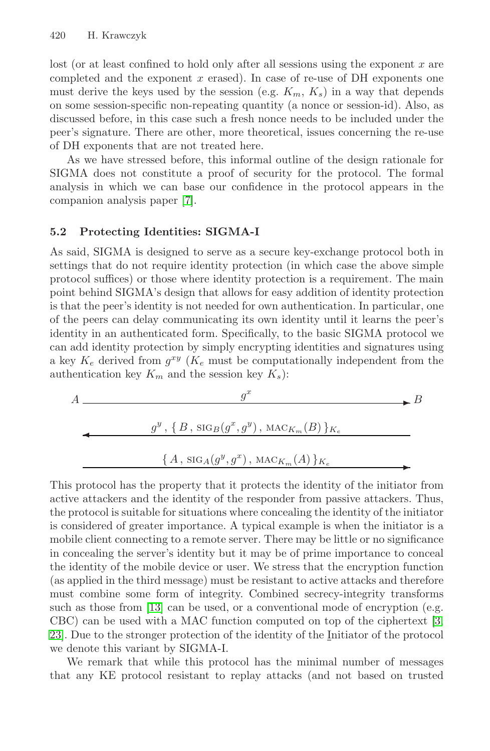lost (or at least confined to hold only after all sessions using the exponent $x$ are completed and the exponent $x$ erased). In case of re-use of DH exponents one must derive the keys used by the session (e.g. $K_m$, $K_s$) in a way that depends on some session-specific non-repeating quantity (a nonce or session-id). Also, as discussed before, in this case such a fresh nonce needs to be included under the peer's signature. There are other, more theoretical, issues concerning the re-use of DH exponents that are not treated here.

As we have stressed before, this informal outline of the design rationale for SIGMA does not constitute a proof of security for the protocol. The formal analysis in which we can base our confidence in the protocol appears in the companion analysis paper [7].

### 5.2 Protecting Identities: SIGMA-I

As said, SIGMA is designed to serve as a secure key-exchange protocol both in settings that do not require identity protection (in which case the above simple protocol suffices) or those where identity protection is a requirement. The main point behind SIGMA's design that allows for easy addition of identity protection is that the peer's identity is not needed for own authentication. In particular, one of the peers can delay communicating its own identity until it learns the peer's identity in an authenticated form. Specifically, to the basic SIGMA protocol we can add identity protection by simply encrypting identities and signatures using a key $K_e$ derived from $g^{xy}$ ($K_e$ must be computationally independent from the authentication key $K_m$ and the session key $K_s$):

$$A \xrightarrow{\quad g^x \quad} B$$

$$A \xleftarrow{\quad g^y \,,\, \{\, B \,,\, \text{SIG}_B(g^x, g^y) \,,\, \text{MAC}_{K_m}(B) \,\}_{K_e} \quad} B$$

$$A \xrightarrow{\quad \{\, A \,,\, \text{SIG}_A(g^y, g^x) \,,\, \text{MAC}_{K_m}(A) \,\}_{K_e} \quad} B$$

This protocol has the property that it protects the identity of the initiator from active attackers and the identity of the responder from passive attackers. Thus, the protocol is suitable for situations where concealing the identity of the initiator is considered of greater importance. A typical example is when the initiator is a mobile client connecting to a remote server. There may be little or no significance in concealing the server's identity but it may be of prime importance to conceal the identity of the mobile device or user. We stress that the encryption function (as applied in the third message) must be resistant to active attacks and therefore must combine some form of integrity. Combined secrecy-integrity transforms such as those from [13] can be used, or a conventional mode of encryption (e.g. CBC) can be used with a MAC function computed on top of the ciphertext [3, 23]. Due to the stronger protection of the identity of the Initiator of the protocol we denote this variant by SIGMA-I.

We remark that while this protocol has the minimal number of messages that any KE protocol resistant to replay attacks (and not based on trusted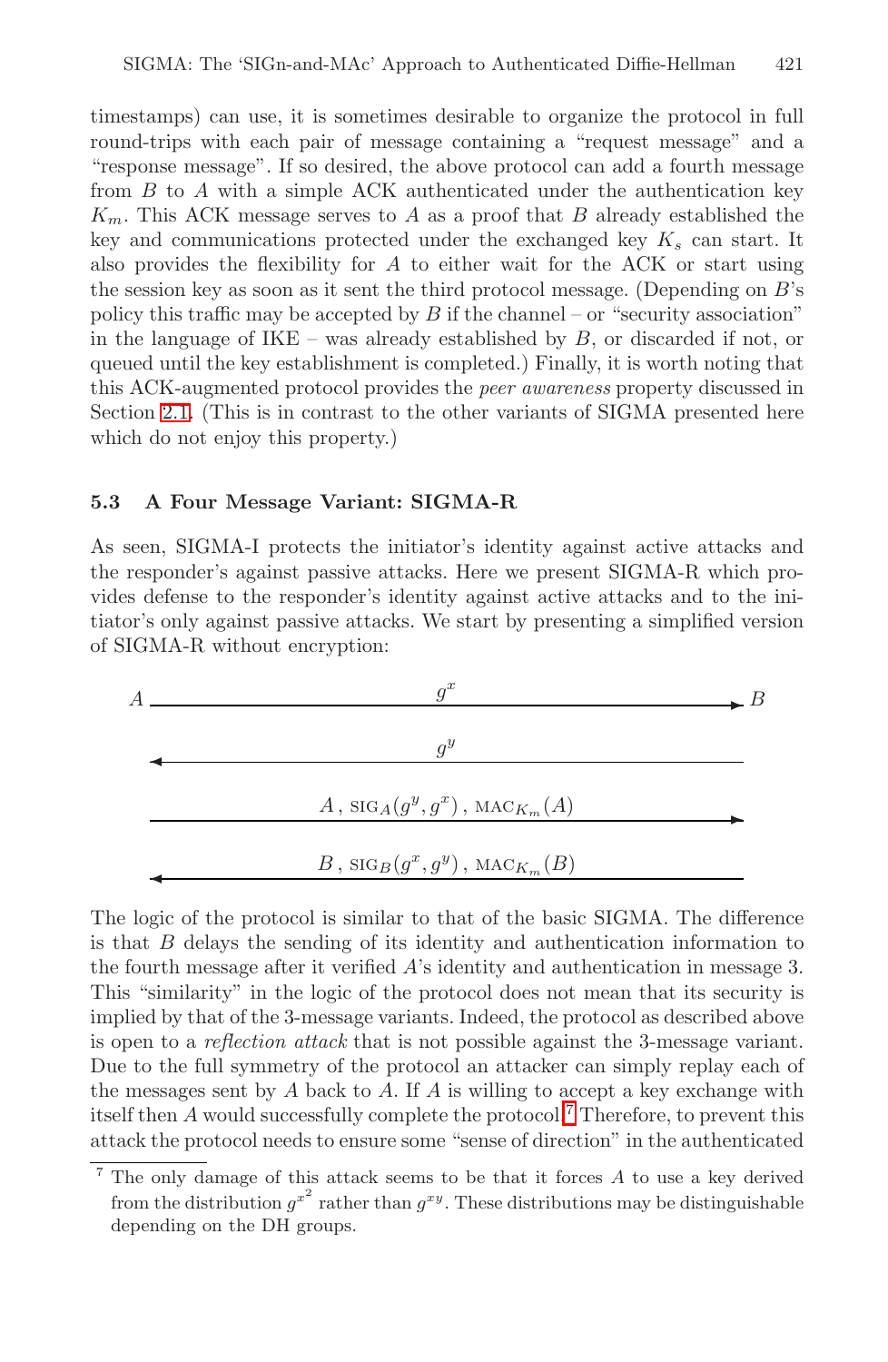timestamps) can use, it is sometimes desirable to organize the protocol in full round-trips with each pair of message containing a "request message" and a "response message". If so desired, the above protocol can add a fourth message from $B$ to $A$ with a simple ACK authenticated under the authentication key $K_m$. This ACK message serves to $A$ as a proof that $B$ already established the key and communications protected under the exchanged key $K_s$ can start. It also provides the flexibility for $A$ to either wait for the ACK or start using the session key as soon as it sent the third protocol message. (Depending on $B$'s policy this traffic may be accepted by $B$ if the channel – or "security association" in the language of IKE – was already established by $B$, or discarded if not, or queued until the key establishment is completed.) Finally, it is worth noting that this ACK-augmented protocol provides the *peer awareness* property discussed in Section 2.1. (This is in contrast to the other variants of SIGMA presented here which do not enjoy this property.)

### 5.3 A Four Message Variant: SIGMA-R

As seen, SIGMA-I protects the initiator's identity against active attacks and the responder's against passive attacks. Here we present SIGMA-R which provides defense to the responder's identity against active attacks and to the initiator's only against passive attacks. We start by presenting a simplified version of SIGMA-R without encryption:

$$A \xrightarrow{\quad g^x \quad} B$$

$$\xleftarrow{\quad g^y \quad}$$

$$\xrightarrow{\quad A\,,\ \mathrm{SIG}_A(g^y, g^x)\,,\ \mathrm{MAC}_{K_m}(A) \quad}$$

$$\xleftarrow{\quad B\,,\ \mathrm{SIG}_B(g^x, g^y)\,,\ \mathrm{MAC}_{K_m}(B) \quad}$$

The logic of the protocol is similar to that of the basic SIGMA. The difference is that $B$ delays the sending of its identity and authentication information to the fourth message after it verified $A$'s identity and authentication in message 3. This "similarity" in the logic of the protocol does not mean that its security is implied by that of the 3-message variants. Indeed, the protocol as described above is open to a *reflection attack* that is not possible against the 3-message variant. Due to the full symmetry of the protocol an attacker can simply replay each of the messages sent by $A$ back to $A$. If $A$ is willing to accept a key exchange with itself then $A$ would successfully complete the protocol.[7] Therefore, to prevent this attack the protocol needs to ensure some "sense of direction" in the authenticated

---

[7] The only damage of this attack seems to be that it forces $A$ to use a key derived from the distribution $g^{x^2}$ rather than $g^{xy}$. These distributions may be distinguishable depending on the DH groups.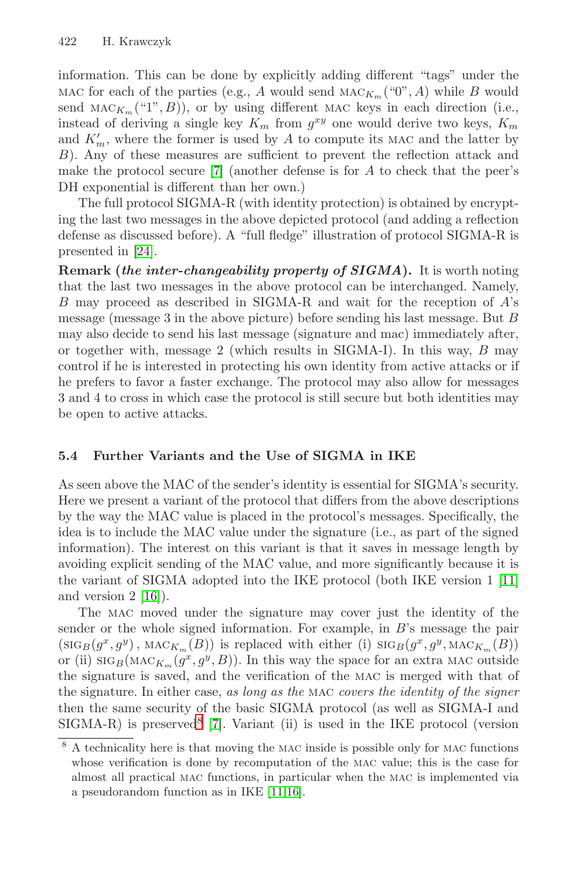information. This can be done by explicitly adding different "tags" under the MAC for each of the parties (e.g., $A$ would send $\text{MAC}_{K_m}(\text{"0"}, A)$ while $B$ would send $\text{MAC}_{K_m}(\text{"1"}, B)$), or by using different MAC keys in each direction (i.e., instead of deriving a single key $K_m$ from $g^{xy}$ one would derive two keys, $K_m$ and $K'_m$, where the former is used by $A$ to compute its MAC and the latter by $B$). Any of these measures are sufficient to prevent the reflection attack and make the protocol secure [7] (another defense is for $A$ to check that the peer's DH exponential is different than her own.)

The full protocol SIGMA-R (with identity protection) is obtained by encrypting the last two messages in the above depicted protocol (and adding a reflection defense as discussed before). A "full fledge" illustration of protocol SIGMA-R is presented in [24].

**Remark (*the inter-changeability property of SIGMA*).** It is worth noting that the last two messages in the above protocol can be interchanged. Namely, $B$ may proceed as described in SIGMA-R and wait for the reception of $A$'s message (message 3 in the above picture) before sending his last message. But $B$ may also decide to send his last message (signature and mac) immediately after, or together with, message 2 (which results in SIGMA-I). In this way, $B$ may control if he is interested in protecting his own identity from active attacks or if he prefers to favor a faster exchange. The protocol may also allow for messages 3 and 4 to cross in which case the protocol is still secure but both identities may be open to active attacks.

### 5.4 Further Variants and the Use of SIGMA in IKE

As seen above the MAC of the sender's identity is essential for SIGMA's security. Here we present a variant of the protocol that differs from the above descriptions by the way the MAC value is placed in the protocol's messages. Specifically, the idea is to include the MAC value under the signature (i.e., as part of the signed information). The interest on this variant is that it saves in message length by avoiding explicit sending of the MAC value, and more significantly because it is the variant of SIGMA adopted into the IKE protocol (both IKE version 1 [11] and version 2 [16]).

The MAC moved under the signature may cover just the identity of the sender or the whole signed information. For example, in $B$'s message the pair $(\text{SIG}_B(g^x, g^y), \text{MAC}_{K_m}(B))$ is replaced with either (i) $\text{SIG}_B(g^x, g^y, \text{MAC}_{K_m}(B))$ or (ii) $\text{SIG}_B(\text{MAC}_{K_m}(g^x, g^y, B))$. In this way the space for an extra MAC outside the signature is saved, and the verification of the MAC is merged with that of the signature. In either case, *as long as the* MAC *covers the identity of the signer* then the same security of the basic SIGMA protocol (as well as SIGMA-I and SIGMA-R) is preserved[8] [7]. Variant (ii) is used in the IKE protocol (version

[8] A technicality here is that moving the MAC inside is possible only for MAC functions whose verification is done by recomputation of the MAC value; this is the case for almost all practical MAC functions, in particular when the MAC is implemented via a pseudorandom function as in IKE [11,16].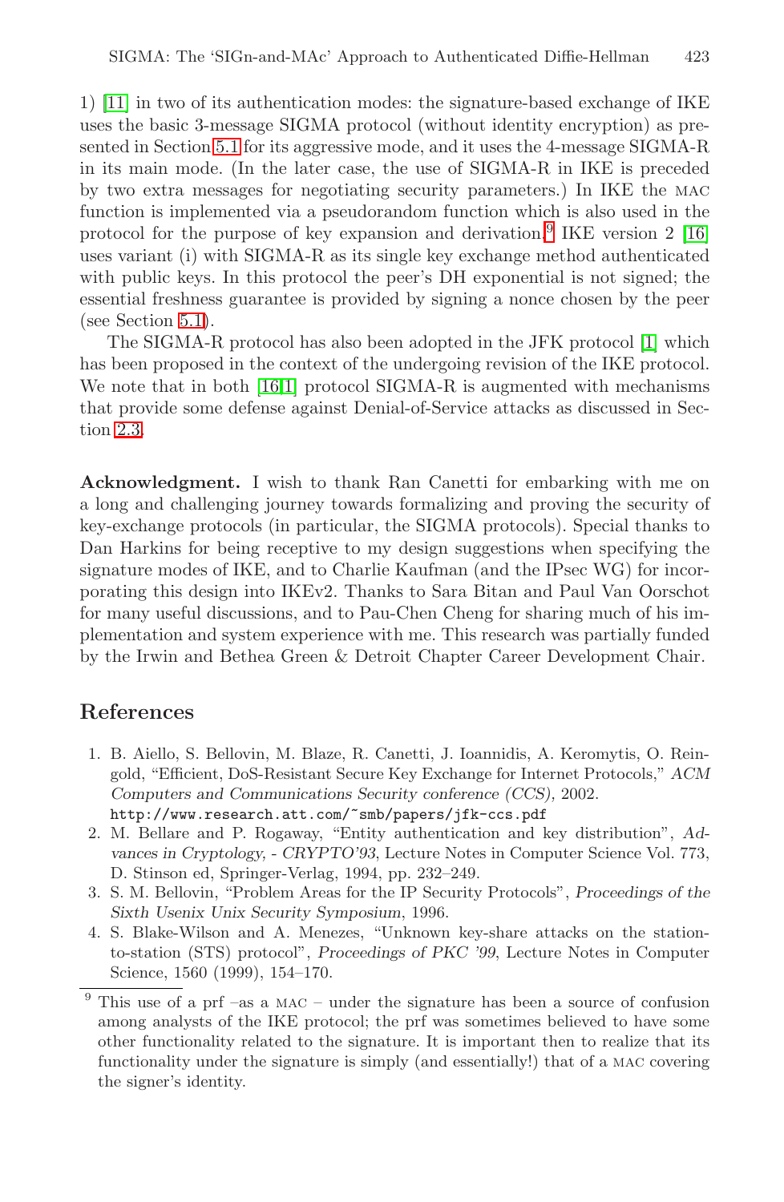1) [11] in two of its authentication modes: the signature-based exchange of IKE uses the basic 3-message SIGMA protocol (without identity encryption) as presented in Section 5.1 for its aggressive mode, and it uses the 4-message SIGMA-R in its main mode. (In the later case, the use of SIGMA-R in IKE is preceded by two extra messages for negotiating security parameters.) In IKE the MAC function is implemented via a pseudorandom function which is also used in the protocol for the purpose of key expansion and derivation.[9] IKE version 2 [16] uses variant (i) with SIGMA-R as its single key exchange method authenticated with public keys. In this protocol the peer's DH exponential is not signed; the essential freshness guarantee is provided by signing a nonce chosen by the peer (see Section 5.1).

The SIGMA-R protocol has also been adopted in the JFK protocol [1] which has been proposed in the context of the undergoing revision of the IKE protocol. We note that in both [16,1] protocol SIGMA-R is augmented with mechanisms that provide some defense against Denial-of-Service attacks as discussed in Section 2.3.

**Acknowledgment.** I wish to thank Ran Canetti for embarking with me on a long and challenging journey towards formalizing and proving the security of key-exchange protocols (in particular, the SIGMA protocols). Special thanks to Dan Harkins for being receptive to my design suggestions when specifying the signature modes of IKE, and to Charlie Kaufman (and the IPsec WG) for incorporating this design into IKEv2. Thanks to Sara Bitan and Paul Van Oorschot for many useful discussions, and to Pau-Chen Cheng for sharing much of his implementation and system experience with me. This research was partially funded by the Irwin and Bethea Green & Detroit Chapter Career Development Chair.

## References

1. B. Aiello, S. Bellovin, M. Blaze, R. Canetti, J. Ioannidis, A. Keromytis, O. Reingold, "Efficient, DoS-Resistant Secure Key Exchange for Internet Protocols," *ACM Computers and Communications Security conference (CCS),* 2002. `http://www.research.att.com/~smb/papers/jfk-ccs.pdf`
2. M. Bellare and P. Rogaway, "Entity authentication and key distribution", *Advances in Cryptology, - CRYPTO'93*, Lecture Notes in Computer Science Vol. 773, D. Stinson ed, Springer-Verlag, 1994, pp. 232–249.
3. S. M. Bellovin, "Problem Areas for the IP Security Protocols", *Proceedings of the Sixth Usenix Unix Security Symposium*, 1996.
4. S. Blake-Wilson and A. Menezes, "Unknown key-share attacks on the station-to-station (STS) protocol", *Proceedings of PKC '99*, Lecture Notes in Computer Science, 1560 (1999), 154–170.

[9] This use of a prf –as a MAC – under the signature has been a source of confusion among analysts of the IKE protocol; the prf was sometimes believed to have some other functionality related to the signature. It is important then to realize that its functionality under the signature is simply (and essentially!) that of a MAC covering the signer's identity.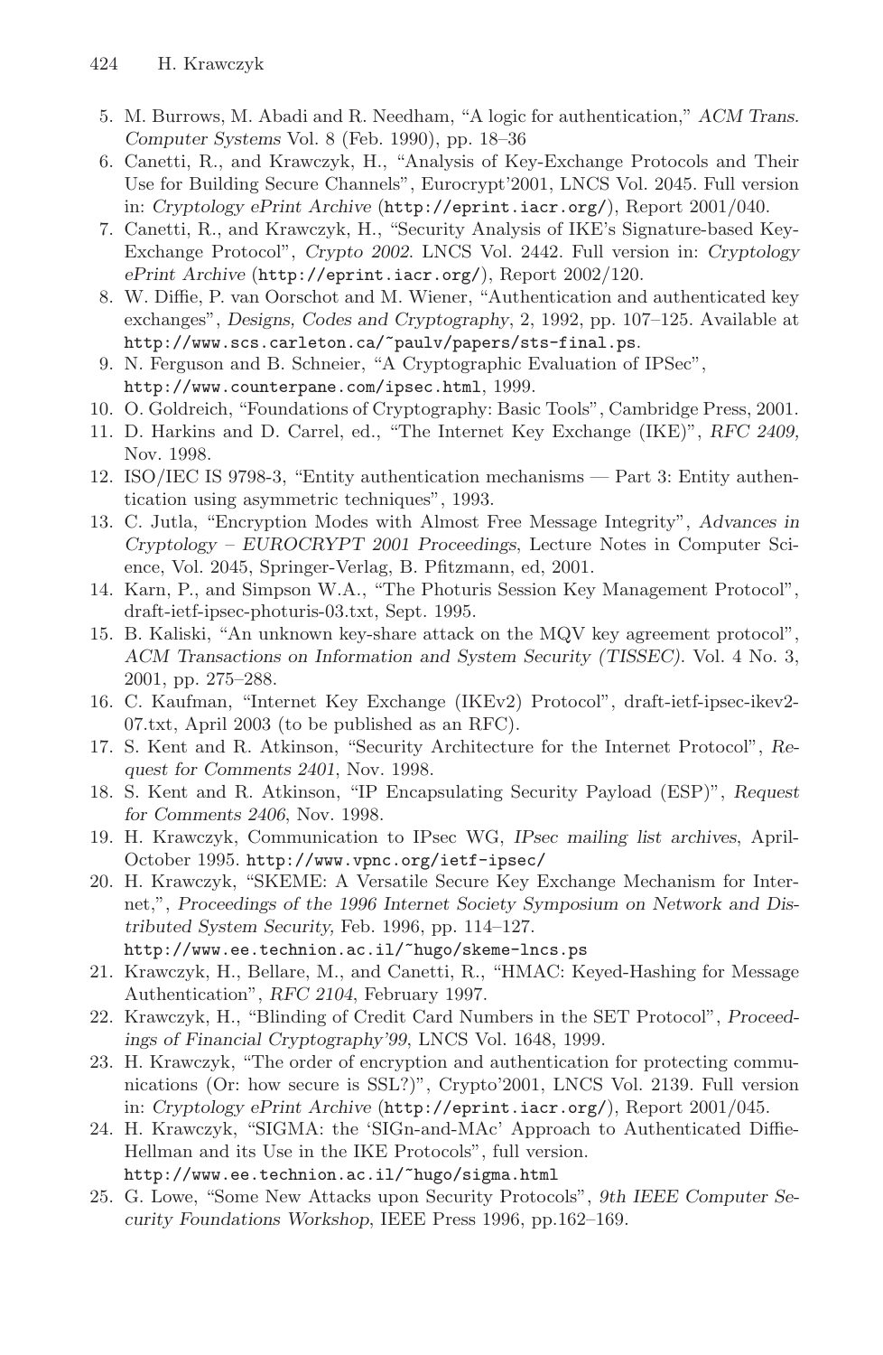5. M. Burrows, M. Abadi and R. Needham, "A logic for authentication," *ACM Trans. Computer Systems* Vol. 8 (Feb. 1990), pp. 18–36
6. Canetti, R., and Krawczyk, H., "Analysis of Key-Exchange Protocols and Their Use for Building Secure Channels", Eurocrypt'2001, LNCS Vol. 2045. Full version in: *Cryptology ePrint Archive* (`http://eprint.iacr.org/`), Report 2001/040.
7. Canetti, R., and Krawczyk, H., "Security Analysis of IKE's Signature-based Key-Exchange Protocol", *Crypto 2002*. LNCS Vol. 2442. Full version in: *Cryptology ePrint Archive* (`http://eprint.iacr.org/`), Report 2002/120.
8. W. Diffie, P. van Oorschot and M. Wiener, "Authentication and authenticated key exchanges", *Designs, Codes and Cryptography*, 2, 1992, pp. 107–125. Available at `http://www.scs.carleton.ca/~paulv/papers/sts-final.ps`.
9. N. Ferguson and B. Schneier, "A Cryptographic Evaluation of IPSec", `http://www.counterpane.com/ipsec.html`, 1999.
10. O. Goldreich, "Foundations of Cryptography: Basic Tools", Cambridge Press, 2001.
11. D. Harkins and D. Carrel, ed., "The Internet Key Exchange (IKE)", *RFC 2409,* Nov. 1998.
12. ISO/IEC IS 9798-3, "Entity authentication mechanisms — Part 3: Entity authentication using asymmetric techniques", 1993.
13. C. Jutla, "Encryption Modes with Almost Free Message Integrity", *Advances in Cryptology – EUROCRYPT 2001 Proceedings*, Lecture Notes in Computer Science, Vol. 2045, Springer-Verlag, B. Pfitzmann, ed, 2001.
14. Karn, P., and Simpson W.A., "The Photuris Session Key Management Protocol", draft-ietf-ipsec-photuris-03.txt, Sept. 1995.
15. B. Kaliski, "An unknown key-share attack on the MQV key agreement protocol", *ACM Transactions on Information and System Security (TISSEC)*. Vol. 4 No. 3, 2001, pp. 275–288.
16. C. Kaufman, "Internet Key Exchange (IKEv2) Protocol", draft-ietf-ipsec-ikev2-07.txt, April 2003 (to be published as an RFC).
17. S. Kent and R. Atkinson, "Security Architecture for the Internet Protocol", *Request for Comments 2401*, Nov. 1998.
18. S. Kent and R. Atkinson, "IP Encapsulating Security Payload (ESP)", *Request for Comments 2406*, Nov. 1998.
19. H. Krawczyk, Communication to IPsec WG, *IPsec mailing list archives*, April-October 1995. `http://www.vpnc.org/ietf-ipsec/`
20. H. Krawczyk, "SKEME: A Versatile Secure Key Exchange Mechanism for Internet,", *Proceedings of the 1996 Internet Society Symposium on Network and Distributed System Security,* Feb. 1996, pp. 114–127. `http://www.ee.technion.ac.il/~hugo/skeme-lncs.ps`
21. Krawczyk, H., Bellare, M., and Canetti, R., "HMAC: Keyed-Hashing for Message Authentication", *RFC 2104*, February 1997.
22. Krawczyk, H., "Blinding of Credit Card Numbers in the SET Protocol", *Proceedings of Financial Cryptography'99*, LNCS Vol. 1648, 1999.
23. H. Krawczyk, "The order of encryption and authentication for protecting communications (Or: how secure is SSL?)", Crypto'2001, LNCS Vol. 2139. Full version in: *Cryptology ePrint Archive* (`http://eprint.iacr.org/`), Report 2001/045.
24. H. Krawczyk, "SIGMA: the 'SIGn-and-MAc' Approach to Authenticated Diffie-Hellman and its Use in the IKE Protocols", full version. `http://www.ee.technion.ac.il/~hugo/sigma.html`
25. G. Lowe, "Some New Attacks upon Security Protocols", *9th IEEE Computer Security Foundations Workshop*, IEEE Press 1996, pp.162–169.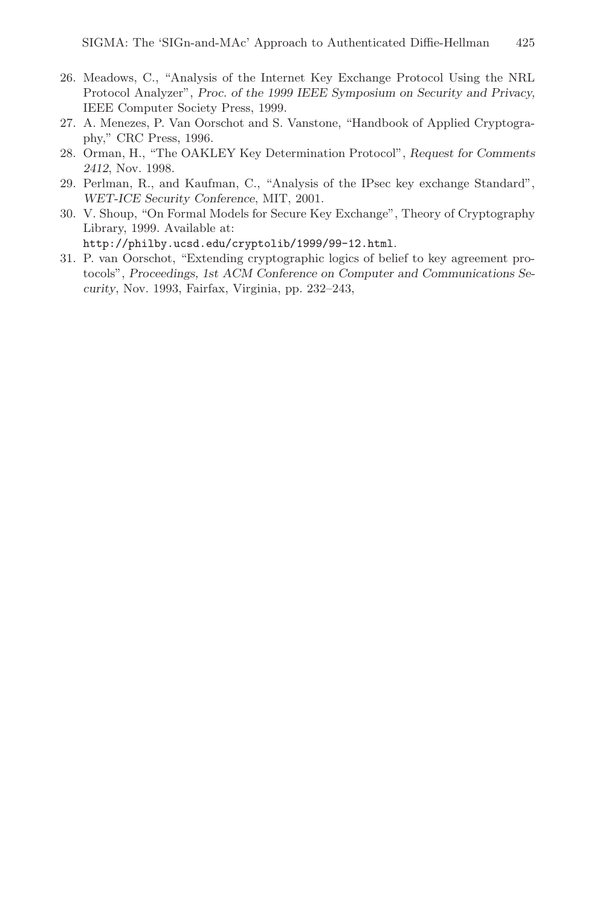26. Meadows, C., "Analysis of the Internet Key Exchange Protocol Using the NRL Protocol Analyzer", *Proc. of the 1999 IEEE Symposium on Security and Privacy*, IEEE Computer Society Press, 1999.
27. A. Menezes, P. Van Oorschot and S. Vanstone, "Handbook of Applied Cryptography," CRC Press, 1996.
28. Orman, H., "The OAKLEY Key Determination Protocol", *Request for Comments 2412*, Nov. 1998.
29. Perlman, R., and Kaufman, C., "Analysis of the IPsec key exchange Standard", *WET-ICE Security Conference*, MIT, 2001.
30. V. Shoup, "On Formal Models for Secure Key Exchange", Theory of Cryptography Library, 1999. Available at: `http://philby.ucsd.edu/cryptolib/1999/99-12.html`.
31. P. van Oorschot, "Extending cryptographic logics of belief to key agreement protocols", *Proceedings, 1st ACM Conference on Computer and Communications Security*, Nov. 1993, Fairfax, Virginia, pp. 232–243,